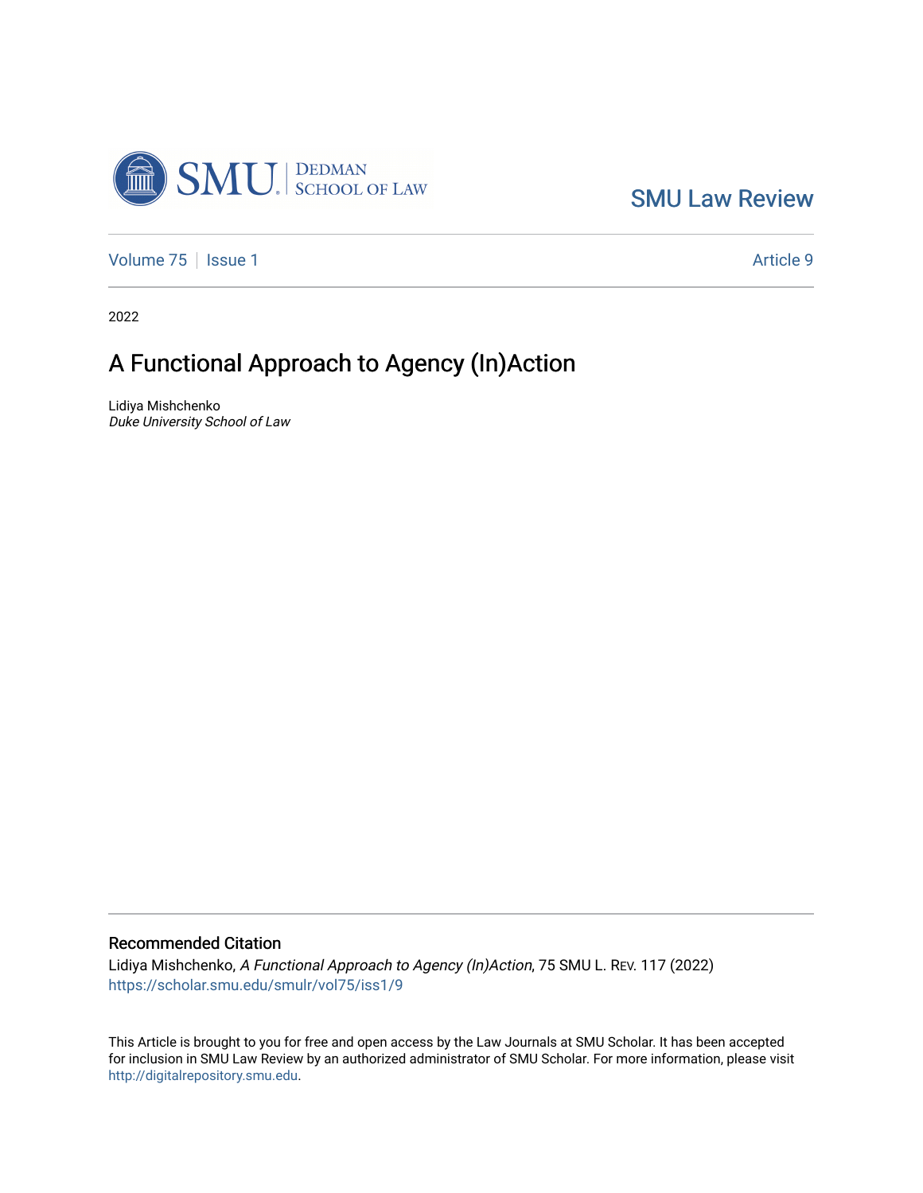SMU Dedman School of Law

SMU Law Review

Volume 75 | Issue 1 | Article 9

2022

# A Functional Approach to Agency (In)Action

Lidiya Mishchenko
*Duke University School of Law*

## Recommended Citation

Lidiya Mishchenko, *A Functional Approach to Agency (In)Action*, 75 SMU L. Rev. 117 (2022)
https://scholar.smu.edu/smulr/vol75/iss1/9

This Article is brought to you for free and open access by the Law Journals at SMU Scholar. It has been accepted for inclusion in SMU Law Review by an authorized administrator of SMU Scholar. For more information, please visit http://digitalrepository.smu.edu.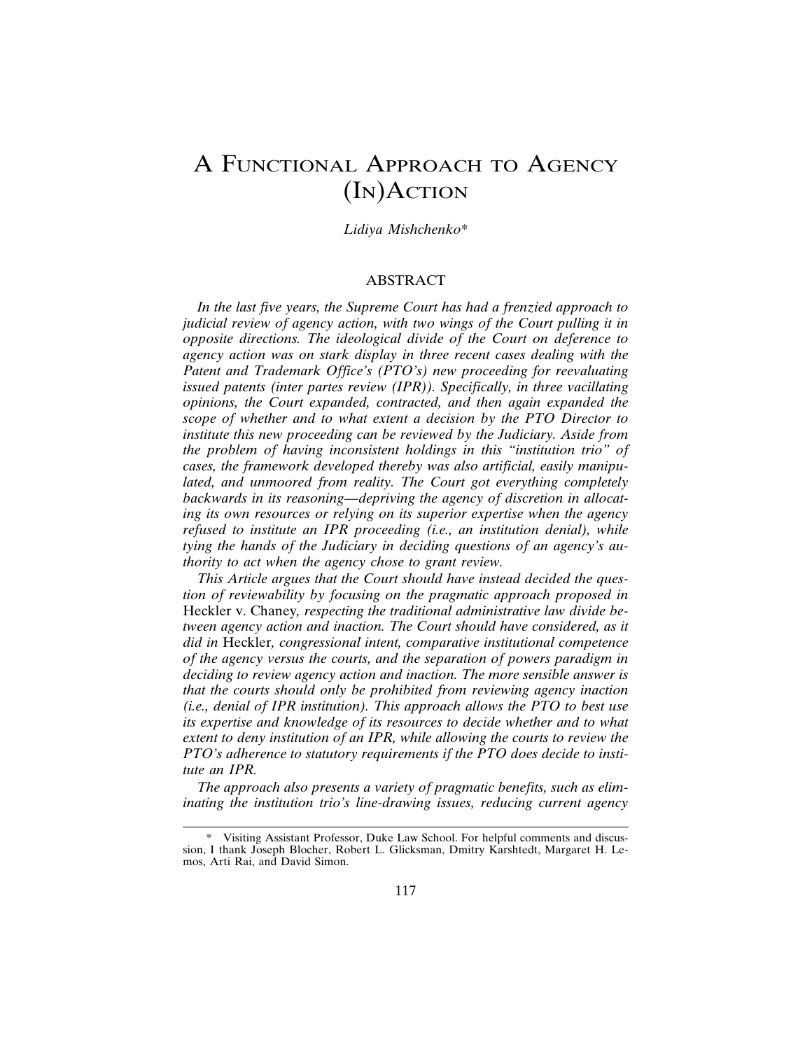# A Functional Approach to Agency (In)Action

*Lidiya Mishchenko*\*

## ABSTRACT

*In the last five years, the Supreme Court has had a frenzied approach to judicial review of agency action, with two wings of the Court pulling it in opposite directions. The ideological divide of the Court on deference to agency action was on stark display in three recent cases dealing with the Patent and Trademark Office's (PTO's) new proceeding for reevaluating issued patents (inter partes review (IPR)). Specifically, in three vacillating opinions, the Court expanded, contracted, and then again expanded the scope of whether and to what extent a decision by the PTO Director to institute this new proceeding can be reviewed by the Judiciary. Aside from the problem of having inconsistent holdings in this "institution trio" of cases, the framework developed thereby was also artificial, easily manipulated, and unmoored from reality. The Court got everything completely backwards in its reasoning—depriving the agency of discretion in allocating its own resources or relying on its superior expertise when the agency refused to institute an IPR proceeding (i.e., an institution denial), while tying the hands of the Judiciary in deciding questions of an agency's authority to act when the agency chose to grant review.*

*This Article argues that the Court should have instead decided the question of reviewability by focusing on the pragmatic approach proposed in* Heckler v. Chaney, *respecting the traditional administrative law divide between agency action and inaction. The Court should have considered, as it did in* Heckler, *congressional intent, comparative institutional competence of the agency versus the courts, and the separation of powers paradigm in deciding to review agency action and inaction. The more sensible answer is that the courts should only be prohibited from reviewing agency inaction (i.e., denial of IPR institution). This approach allows the PTO to best use its expertise and knowledge of its resources to decide whether and to what extent to deny institution of an IPR, while allowing the courts to review the PTO's adherence to statutory requirements if the PTO does decide to institute an IPR.*

*The approach also presents a variety of pragmatic benefits, such as eliminating the institution trio's line-drawing issues, reducing current agency*

---

\* Visiting Assistant Professor, Duke Law School. For helpful comments and discussion, I thank Joseph Blocher, Robert L. Glicksman, Dmitry Karshtedt, Margaret H. Lemos, Arti Rai, and David Simon.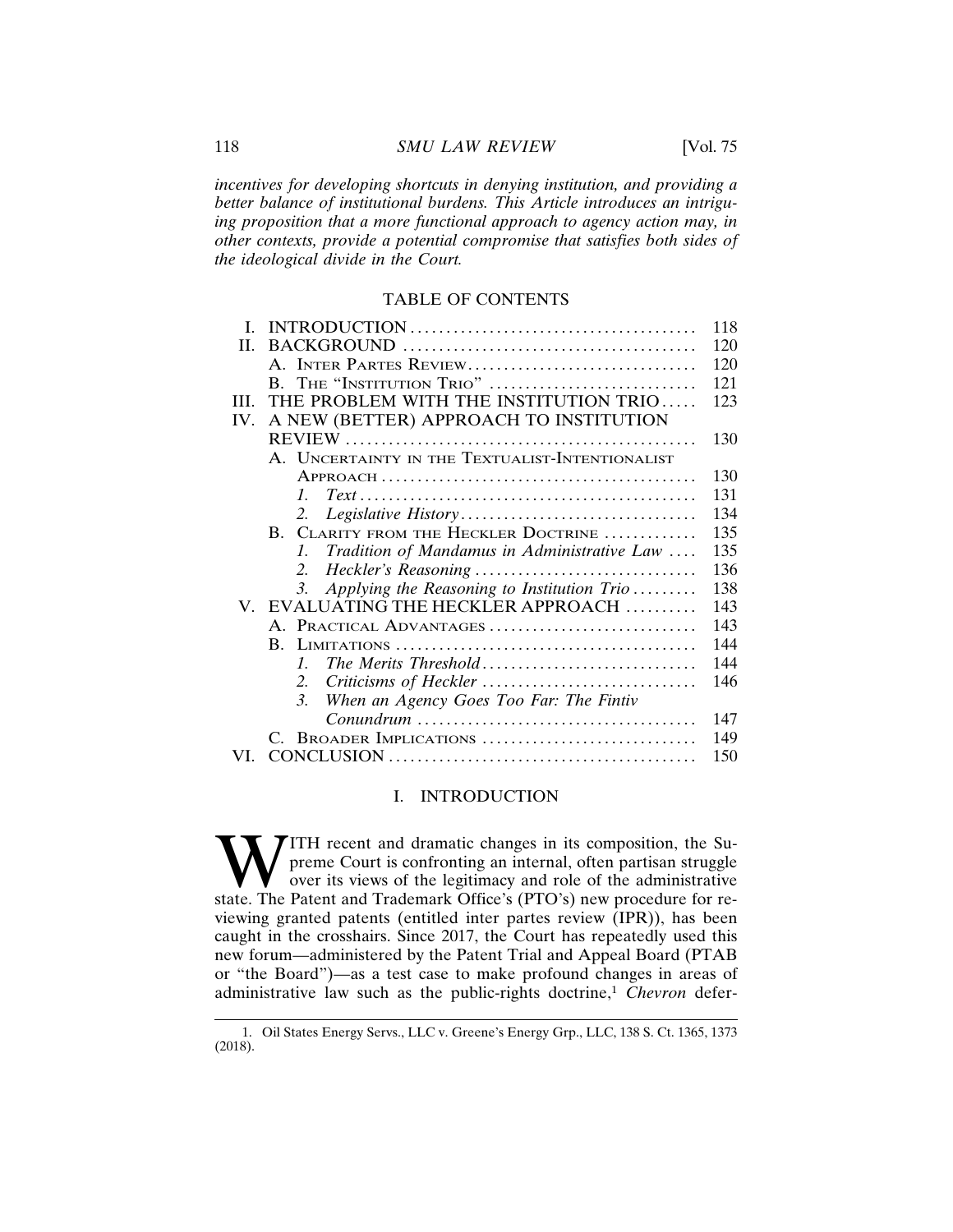*incentives for developing shortcuts in denying institution, and providing a better balance of institutional burdens. This Article introduces an intriguing proposition that a more functional approach to agency action may, in other contexts, provide a potential compromise that satisfies both sides of the ideological divide in the Court.*

## TABLE OF CONTENTS

| | | |
|---|---|---|
| I. | INTRODUCTION | 118 |
| II. | BACKGROUND | 120 |
| | A. INTER PARTES REVIEW | 120 |
| | B. THE "INSTITUTION TRIO" | 121 |
| III. | THE PROBLEM WITH THE INSTITUTION TRIO | 123 |
| IV. | A NEW (BETTER) APPROACH TO INSTITUTION REVIEW | 130 |
| | A. UNCERTAINTY IN THE TEXTUALIST-INTENTIONALIST APPROACH | 130 |
| | 1. *Text* | 131 |
| | 2. *Legislative History* | 134 |
| | B. CLARITY FROM THE HECKLER DOCTRINE | 135 |
| | 1. *Tradition of Mandamus in Administrative Law* | 135 |
| | 2. *Heckler's Reasoning* | 136 |
| | 3. *Applying the Reasoning to Institution Trio* | 138 |
| V. | EVALUATING THE HECKLER APPROACH | 143 |
| | A. PRACTICAL ADVANTAGES | 143 |
| | B. LIMITATIONS | 144 |
| | 1. *The Merits Threshold* | 144 |
| | 2. *Criticisms of Heckler* | 146 |
| | 3. *When an Agency Goes Too Far: The Fintiv Conundrum* | 147 |
| | C. BROADER IMPLICATIONS | 149 |
| VI. | CONCLUSION | 150 |

## I. INTRODUCTION

WITH recent and dramatic changes in its composition, the Supreme Court is confronting an internal, often partisan struggle over its views of the legitimacy and role of the administrative state. The Patent and Trademark Office's (PTO's) new procedure for reviewing granted patents (entitled inter partes review (IPR)), has been caught in the crosshairs. Since 2017, the Court has repeatedly used this new forum—administered by the Patent Trial and Appeal Board (PTAB or "the Board")—as a test case to make profound changes in areas of administrative law such as the public-rights doctrine,[1] *Chevron* defer-

---

1. Oil States Energy Servs., LLC v. Greene's Energy Grp., LLC, 138 S. Ct. 1365, 1373 (2018).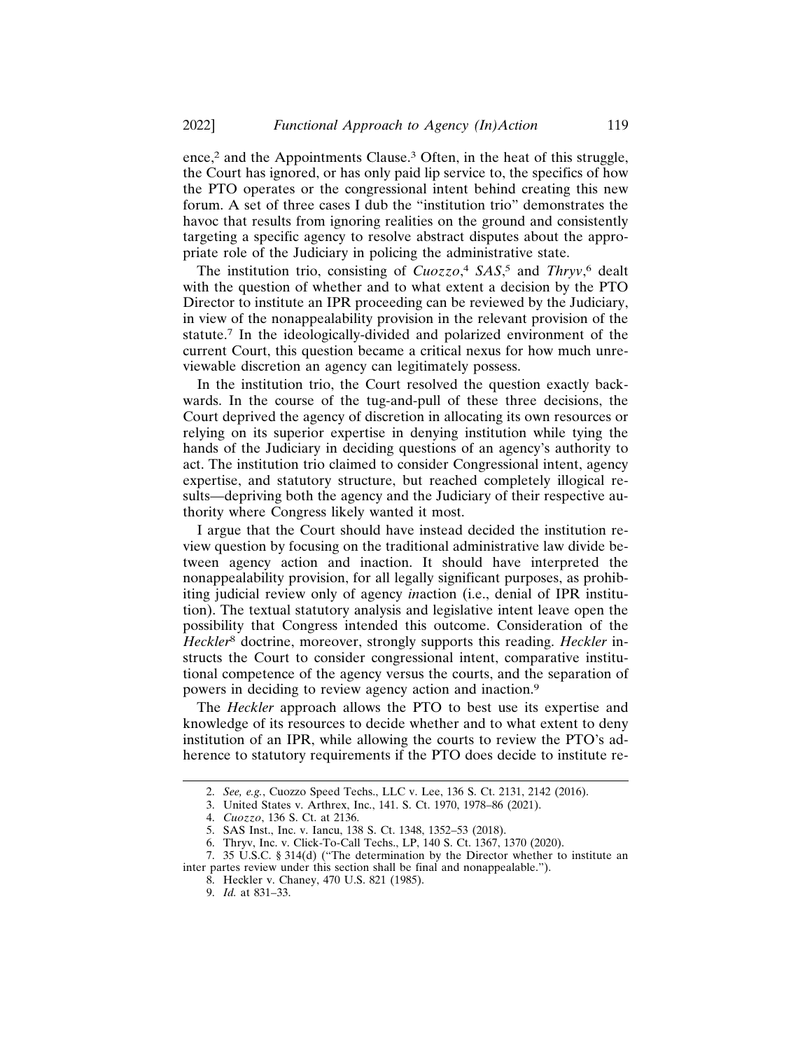ence,[2] and the Appointments Clause.[3] Often, in the heat of this struggle, the Court has ignored, or has only paid lip service to, the specifics of how the PTO operates or the congressional intent behind creating this new forum. A set of three cases I dub the "institution trio" demonstrates the havoc that results from ignoring realities on the ground and consistently targeting a specific agency to resolve abstract disputes about the appropriate role of the Judiciary in policing the administrative state.

The institution trio, consisting of *Cuozzo*,[4] *SAS*,[5] and *Thryv*,[6] dealt with the question of whether and to what extent a decision by the PTO Director to institute an IPR proceeding can be reviewed by the Judiciary, in view of the nonappealability provision in the relevant provision of the statute.[7] In the ideologically-divided and polarized environment of the current Court, this question became a critical nexus for how much unreviewable discretion an agency can legitimately possess.

In the institution trio, the Court resolved the question exactly backwards. In the course of the tug-and-pull of these three decisions, the Court deprived the agency of discretion in allocating its own resources or relying on its superior expertise in denying institution while tying the hands of the Judiciary in deciding questions of an agency's authority to act. The institution trio claimed to consider Congressional intent, agency expertise, and statutory structure, but reached completely illogical results—depriving both the agency and the Judiciary of their respective authority where Congress likely wanted it most.

I argue that the Court should have instead decided the institution review question by focusing on the traditional administrative law divide between agency action and inaction. It should have interpreted the nonappealability provision, for all legally significant purposes, as prohibiting judicial review only of agency *in*action (i.e., denial of IPR institution). The textual statutory analysis and legislative intent leave open the possibility that Congress intended this outcome. Consideration of the *Heckler*[8] doctrine, moreover, strongly supports this reading. *Heckler* instructs the Court to consider congressional intent, comparative institutional competence of the agency versus the courts, and the separation of powers in deciding to review agency action and inaction.[9]

The *Heckler* approach allows the PTO to best use its expertise and knowledge of its resources to decide whether and to what extent to deny institution of an IPR, while allowing the courts to review the PTO's adherence to statutory requirements if the PTO does decide to institute re-

---

2. *See, e.g.*, Cuozzo Speed Techs., LLC v. Lee, 136 S. Ct. 2131, 2142 (2016).

3. United States v. Arthrex, Inc., 141. S. Ct. 1970, 1978–86 (2021).

4. *Cuozzo*, 136 S. Ct. at 2136.

5. SAS Inst., Inc. v. Iancu, 138 S. Ct. 1348, 1352–53 (2018).

6. Thryv, Inc. v. Click-To-Call Techs., LP, 140 S. Ct. 1367, 1370 (2020).

7. 35 U.S.C. § 314(d) ("The determination by the Director whether to institute an inter partes review under this section shall be final and nonappealable.").

8. Heckler v. Chaney, 470 U.S. 821 (1985).

9. *Id.* at 831–33.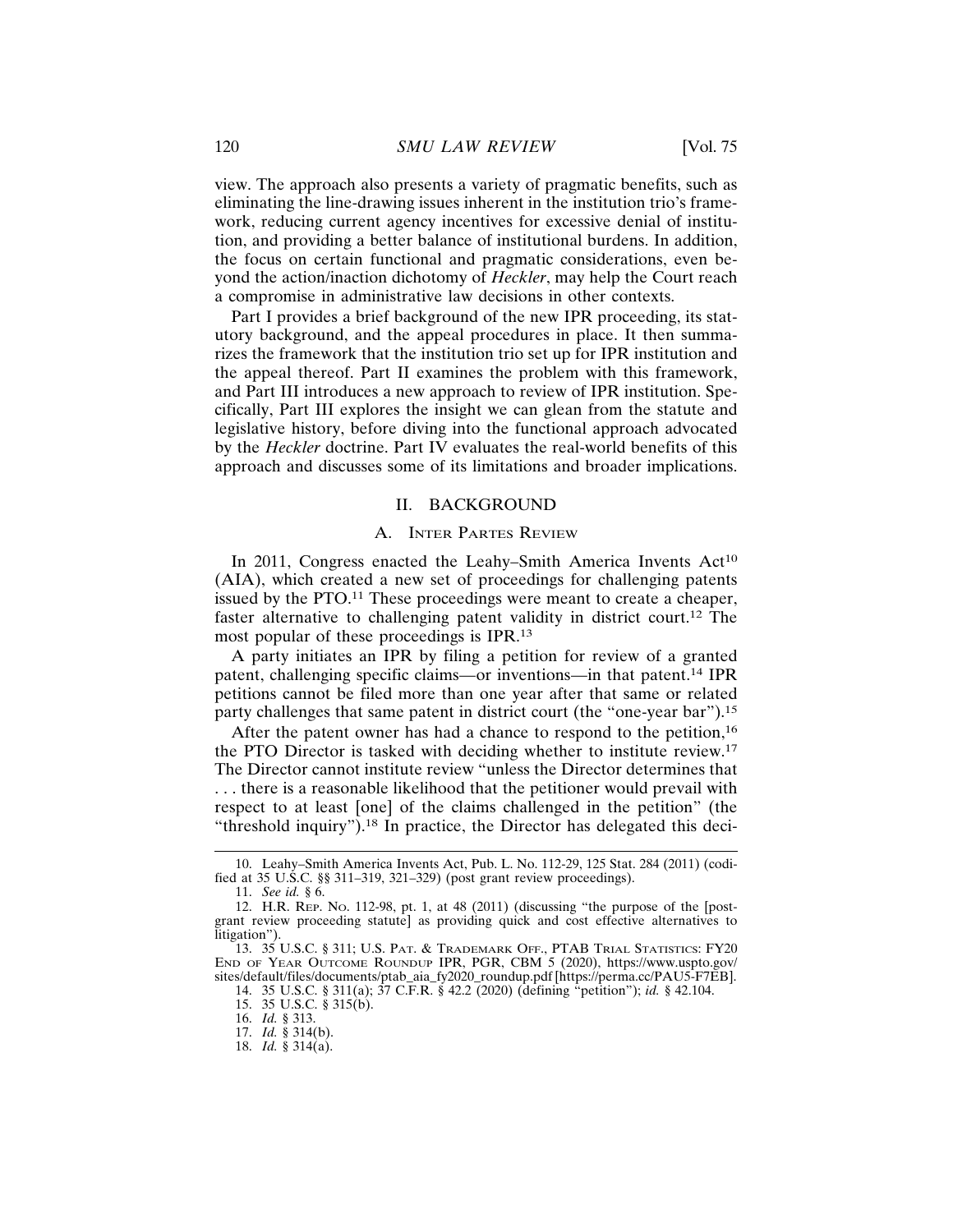view. The approach also presents a variety of pragmatic benefits, such as eliminating the line-drawing issues inherent in the institution trio's framework, reducing current agency incentives for excessive denial of institution, and providing a better balance of institutional burdens. In addition, the focus on certain functional and pragmatic considerations, even beyond the action/inaction dichotomy of *Heckler*, may help the Court reach a compromise in administrative law decisions in other contexts.

Part I provides a brief background of the new IPR proceeding, its statutory background, and the appeal procedures in place. It then summarizes the framework that the institution trio set up for IPR institution and the appeal thereof. Part II examines the problem with this framework, and Part III introduces a new approach to review of IPR institution. Specifically, Part III explores the insight we can glean from the statute and legislative history, before diving into the functional approach advocated by the *Heckler* doctrine. Part IV evaluates the real-world benefits of this approach and discusses some of its limitations and broader implications.

## II. BACKGROUND

### A. INTER PARTES REVIEW

In 2011, Congress enacted the Leahy–Smith America Invents Act[10] (AIA), which created a new set of proceedings for challenging patents issued by the PTO.[11] These proceedings were meant to create a cheaper, faster alternative to challenging patent validity in district court.[12] The most popular of these proceedings is IPR.[13]

A party initiates an IPR by filing a petition for review of a granted patent, challenging specific claims—or inventions—in that patent.[14] IPR petitions cannot be filed more than one year after that same or related party challenges that same patent in district court (the "one-year bar").[15]

After the patent owner has had a chance to respond to the petition,[16] the PTO Director is tasked with deciding whether to institute review.[17] The Director cannot institute review "unless the Director determines that . . . there is a reasonable likelihood that the petitioner would prevail with respect to at least [one] of the claims challenged in the petition" (the "threshold inquiry").[18] In practice, the Director has delegated this deci-

---

10. Leahy–Smith America Invents Act, Pub. L. No. 112-29, 125 Stat. 284 (2011) (codified at 35 U.S.C. §§ 311–319, 321–329) (post grant review proceedings).

11. *See id.* § 6.

12. H.R. REP. NO. 112-98, pt. 1, at 48 (2011) (discussing "the purpose of the [post-grant review proceeding statute] as providing quick and cost effective alternatives to litigation").

13. 35 U.S.C. § 311; U.S. PAT. & TRADEMARK OFF., PTAB TRIAL STATISTICS: FY20 END OF YEAR OUTCOME ROUNDUP IPR, PGR, CBM 5 (2020), https://www.uspto.gov/sites/default/files/documents/ptab_aia_fy2020_roundup.pdf [https://perma.cc/PAU5-F7EB].

14. 35 U.S.C. § 311(a); 37 C.F.R. § 42.2 (2020) (defining "petition"); *id.* § 42.104.

15. 35 U.S.C. § 315(b).

16. *Id.* § 313.

17. *Id.* § 314(b).

18. *Id.* § 314(a).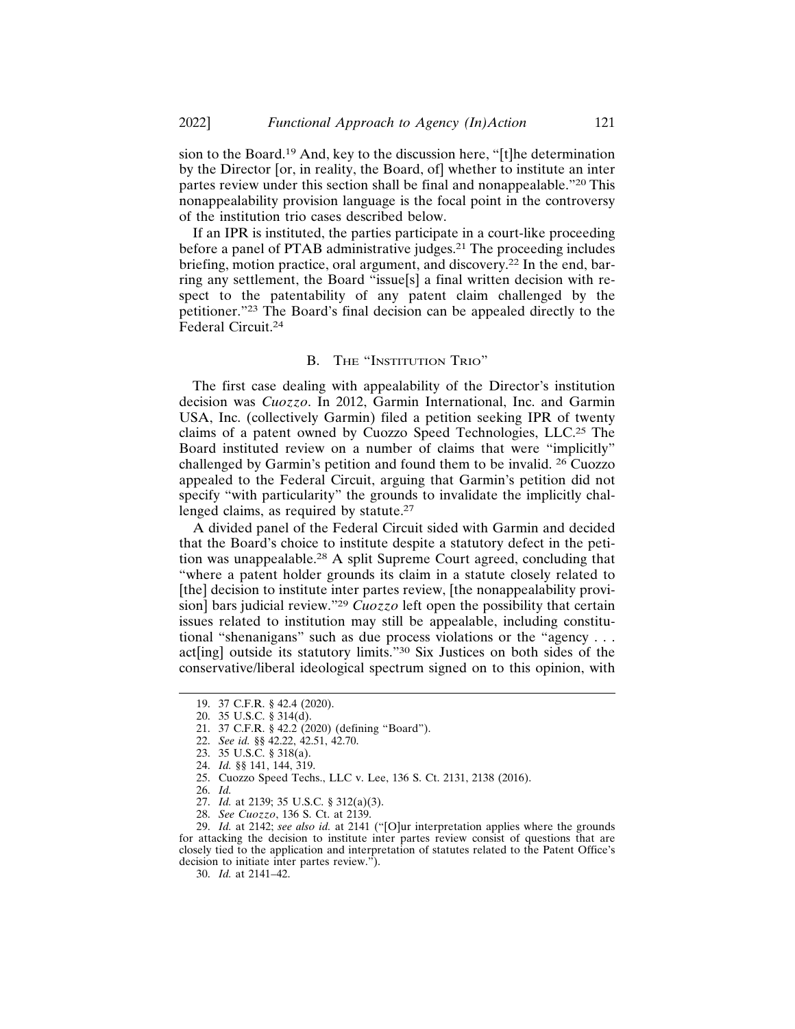sion to the Board.[19] And, key to the discussion here, "[t]he determination by the Director [or, in reality, the Board, of] whether to institute an inter partes review under this section shall be final and nonappealable."[20] This nonappealability provision language is the focal point in the controversy of the institution trio cases described below.

If an IPR is instituted, the parties participate in a court-like proceeding before a panel of PTAB administrative judges.[21] The proceeding includes briefing, motion practice, oral argument, and discovery.[22] In the end, barring any settlement, the Board "issue[s] a final written decision with respect to the patentability of any patent claim challenged by the petitioner."[23] The Board's final decision can be appealed directly to the Federal Circuit.[24]

### B. The "Institution Trio"

The first case dealing with appealability of the Director's institution decision was *Cuozzo*. In 2012, Garmin International, Inc. and Garmin USA, Inc. (collectively Garmin) filed a petition seeking IPR of twenty claims of a patent owned by Cuozzo Speed Technologies, LLC.[25] The Board instituted review on a number of claims that were "implicitly" challenged by Garmin's petition and found them to be invalid. [26] Cuozzo appealed to the Federal Circuit, arguing that Garmin's petition did not specify "with particularity" the grounds to invalidate the implicitly challenged claims, as required by statute.[27]

A divided panel of the Federal Circuit sided with Garmin and decided that the Board's choice to institute despite a statutory defect in the petition was unappealable.[28] A split Supreme Court agreed, concluding that "where a patent holder grounds its claim in a statute closely related to [the] decision to institute inter partes review, [the nonappealability provision] bars judicial review."[29] *Cuozzo* left open the possibility that certain issues related to institution may still be appealable, including constitutional "shenanigans" such as due process violations or the "agency . . . act[ing] outside its statutory limits."[30] Six Justices on both sides of the conservative/liberal ideological spectrum signed on to this opinion, with

19. 37 C.F.R. § 42.4 (2020).

20. 35 U.S.C. § 314(d).

21. 37 C.F.R. § 42.2 (2020) (defining "Board").

22. *See id.* §§ 42.22, 42.51, 42.70.

23. 35 U.S.C. § 318(a).

24. *Id.* §§ 141, 144, 319.

25. Cuozzo Speed Techs., LLC v. Lee, 136 S. Ct. 2131, 2138 (2016).

26. *Id.*

27. *Id.* at 2139; 35 U.S.C. § 312(a)(3).

28. *See Cuozzo*, 136 S. Ct. at 2139.

29. *Id.* at 2142; *see also id.* at 2141 ("[O]ur interpretation applies where the grounds for attacking the decision to institute inter partes review consist of questions that are closely tied to the application and interpretation of statutes related to the Patent Office's decision to initiate inter partes review.").

30. *Id.* at 2141–42.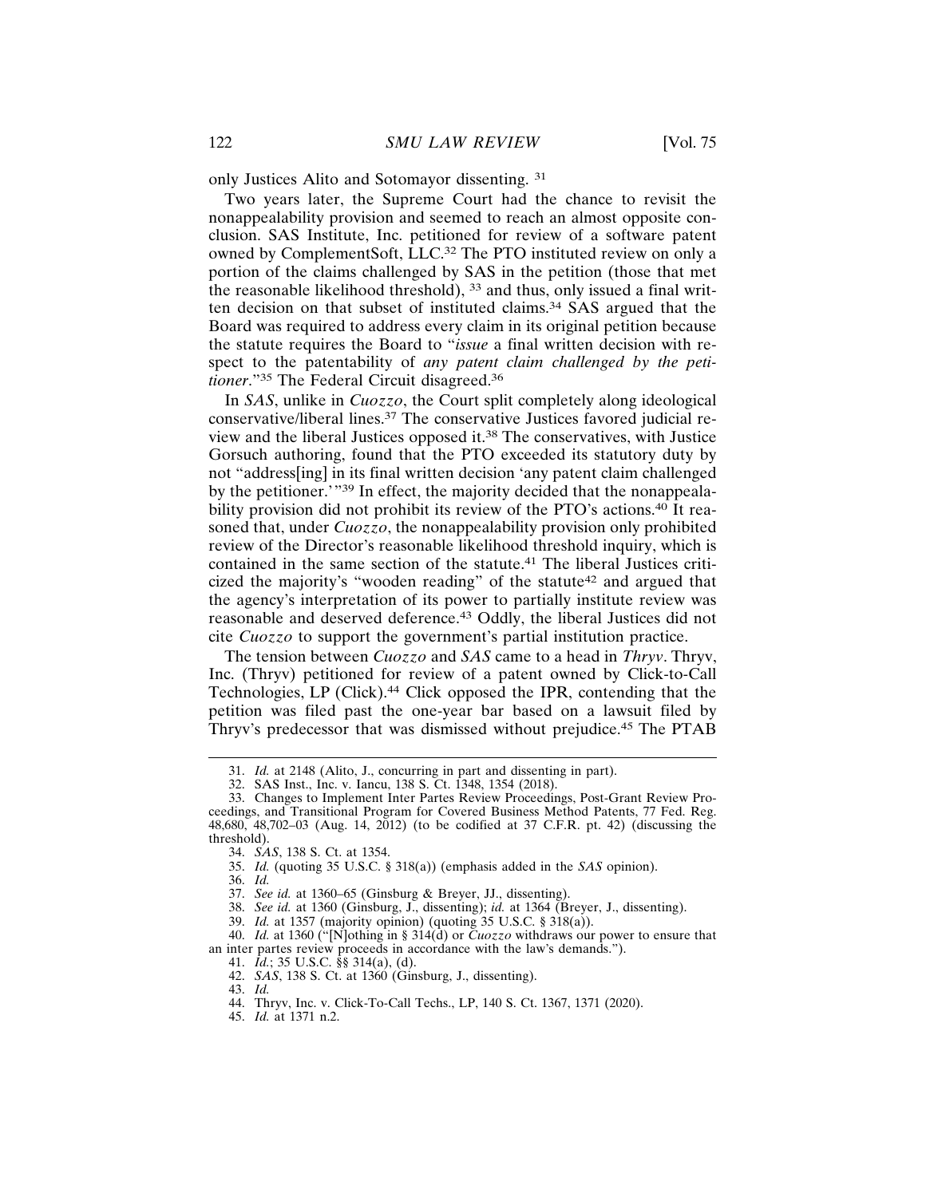only Justices Alito and Sotomayor dissenting. [31]

Two years later, the Supreme Court had the chance to revisit the nonappealability provision and seemed to reach an almost opposite conclusion. SAS Institute, Inc. petitioned for review of a software patent owned by ComplementSoft, LLC.[32] The PTO instituted review on only a portion of the claims challenged by SAS in the petition (those that met the reasonable likelihood threshold), [33] and thus, only issued a final written decision on that subset of instituted claims.[34] SAS argued that the Board was required to address every claim in its original petition because the statute requires the Board to "*issue* a final written decision with respect to the patentability of *any patent claim challenged by the petitioner*."[35] The Federal Circuit disagreed.[36]

In *SAS*, unlike in *Cuozzo*, the Court split completely along ideological conservative/liberal lines.[37] The conservative Justices favored judicial review and the liberal Justices opposed it.[38] The conservatives, with Justice Gorsuch authoring, found that the PTO exceeded its statutory duty by not "address[ing] in its final written decision 'any patent claim challenged by the petitioner.'"[39] In effect, the majority decided that the nonappealability provision did not prohibit its review of the PTO's actions.[40] It reasoned that, under *Cuozzo*, the nonappealability provision only prohibited review of the Director's reasonable likelihood threshold inquiry, which is contained in the same section of the statute.[41] The liberal Justices criticized the majority's "wooden reading" of the statute[42] and argued that the agency's interpretation of its power to partially institute review was reasonable and deserved deference.[43] Oddly, the liberal Justices did not cite *Cuozzo* to support the government's partial institution practice.

The tension between *Cuozzo* and *SAS* came to a head in *Thryv*. Thryv, Inc. (Thryv) petitioned for review of a patent owned by Click-to-Call Technologies, LP (Click).[44] Click opposed the IPR, contending that the petition was filed past the one-year bar based on a lawsuit filed by Thryv's predecessor that was dismissed without prejudice.[45] The PTAB

---

31. *Id.* at 2148 (Alito, J., concurring in part and dissenting in part).
32. SAS Inst., Inc. v. Iancu, 138 S. Ct. 1348, 1354 (2018).
33. Changes to Implement Inter Partes Review Proceedings, Post-Grant Review Proceedings, and Transitional Program for Covered Business Method Patents, 77 Fed. Reg. 48,680, 48,702–03 (Aug. 14, 2012) (to be codified at 37 C.F.R. pt. 42) (discussing the threshold).
34. *SAS*, 138 S. Ct. at 1354.
35. *Id.* (quoting 35 U.S.C. § 318(a)) (emphasis added in the *SAS* opinion).
36. *Id.*
37. *See id.* at 1360–65 (Ginsburg & Breyer, JJ., dissenting).
38. *See id.* at 1360 (Ginsburg, J., dissenting); *id.* at 1364 (Breyer, J., dissenting).
39. *Id.* at 1357 (majority opinion) (quoting 35 U.S.C. § 318(a)).
40. *Id.* at 1360 ("[N]othing in § 314(d) or *Cuozzo* withdraws our power to ensure that an inter partes review proceeds in accordance with the law's demands.").
41. *Id.*; 35 U.S.C. §§ 314(a), (d).
42. *SAS*, 138 S. Ct. at 1360 (Ginsburg, J., dissenting).
43. *Id.*
44. Thryv, Inc. v. Click-To-Call Techs., LP, 140 S. Ct. 1367, 1371 (2020).
45. *Id.* at 1371 n.2.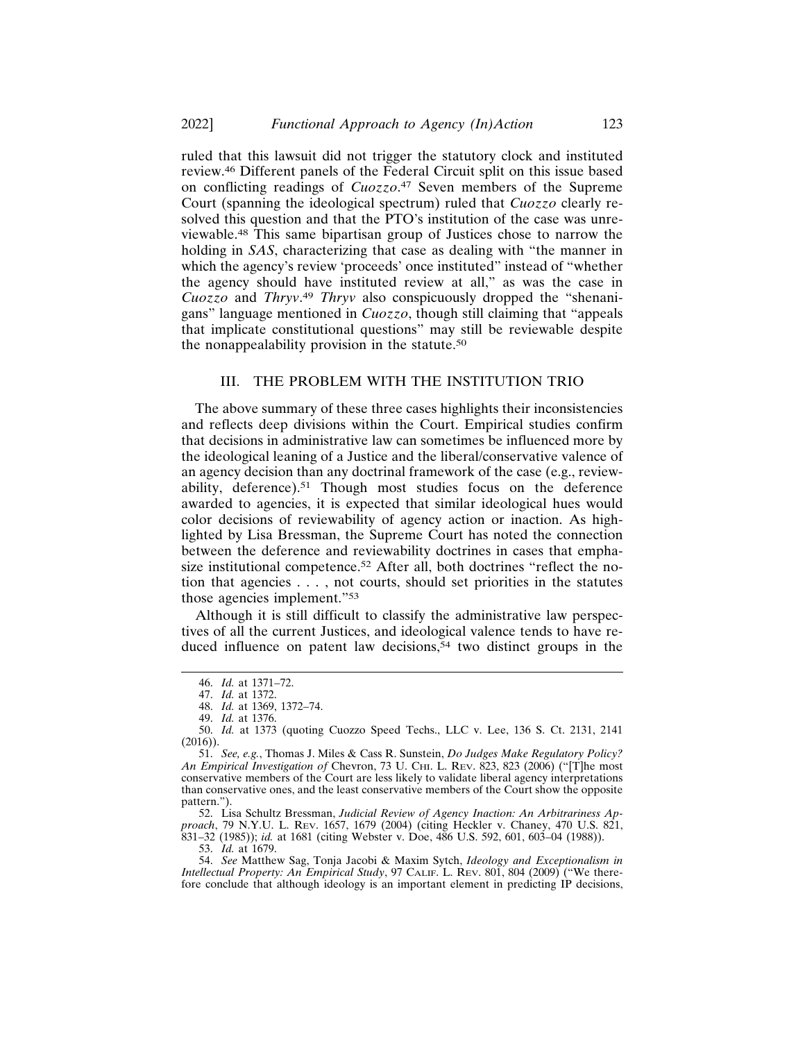ruled that this lawsuit did not trigger the statutory clock and instituted review.[46] Different panels of the Federal Circuit split on this issue based on conflicting readings of *Cuozzo*.[47] Seven members of the Supreme Court (spanning the ideological spectrum) ruled that *Cuozzo* clearly resolved this question and that the PTO's institution of the case was unreviewable.[48] This same bipartisan group of Justices chose to narrow the holding in *SAS*, characterizing that case as dealing with "the manner in which the agency's review 'proceeds' once instituted" instead of "whether the agency should have instituted review at all," as was the case in *Cuozzo* and *Thryv*.[49] *Thryv* also conspicuously dropped the "shenanigans" language mentioned in *Cuozzo*, though still claiming that "appeals that implicate constitutional questions" may still be reviewable despite the nonappealability provision in the statute.[50]

## III. THE PROBLEM WITH THE INSTITUTION TRIO

The above summary of these three cases highlights their inconsistencies and reflects deep divisions within the Court. Empirical studies confirm that decisions in administrative law can sometimes be influenced more by the ideological leaning of a Justice and the liberal/conservative valence of an agency decision than any doctrinal framework of the case (e.g., reviewability, deference).[51] Though most studies focus on the deference awarded to agencies, it is expected that similar ideological hues would color decisions of reviewability of agency action or inaction. As highlighted by Lisa Bressman, the Supreme Court has noted the connection between the deference and reviewability doctrines in cases that emphasize institutional competence.[52] After all, both doctrines "reflect the notion that agencies . . . , not courts, should set priorities in the statutes those agencies implement."[53]

Although it is still difficult to classify the administrative law perspectives of all the current Justices, and ideological valence tends to have reduced influence on patent law decisions,[54] two distinct groups in the

---

46. *Id.* at 1371–72.

47. *Id.* at 1372.

48. *Id.* at 1369, 1372–74.

49. *Id.* at 1376.

50. *Id.* at 1373 (quoting Cuozzo Speed Techs., LLC v. Lee, 136 S. Ct. 2131, 2141 (2016)).

51. *See, e.g.*, Thomas J. Miles & Cass R. Sunstein, *Do Judges Make Regulatory Policy? An Empirical Investigation of* Chevron, 73 U. CHI. L. REV. 823, 823 (2006) ("[T]he most conservative members of the Court are less likely to validate liberal agency interpretations than conservative ones, and the least conservative members of the Court show the opposite pattern.").

52. Lisa Schultz Bressman, *Judicial Review of Agency Inaction: An Arbitrariness Approach*, 79 N.Y.U. L. REV. 1657, 1679 (2004) (citing Heckler v. Chaney, 470 U.S. 821, 831–32 (1985)); *id.* at 1681 (citing Webster v. Doe, 486 U.S. 592, 601, 603–04 (1988)).

53. *Id.* at 1679.

54. *See* Matthew Sag, Tonja Jacobi & Maxim Sytch, *Ideology and Exceptionalism in Intellectual Property: An Empirical Study*, 97 CALIF. L. REV. 801, 804 (2009) ("We therefore conclude that although ideology is an important element in predicting IP decisions,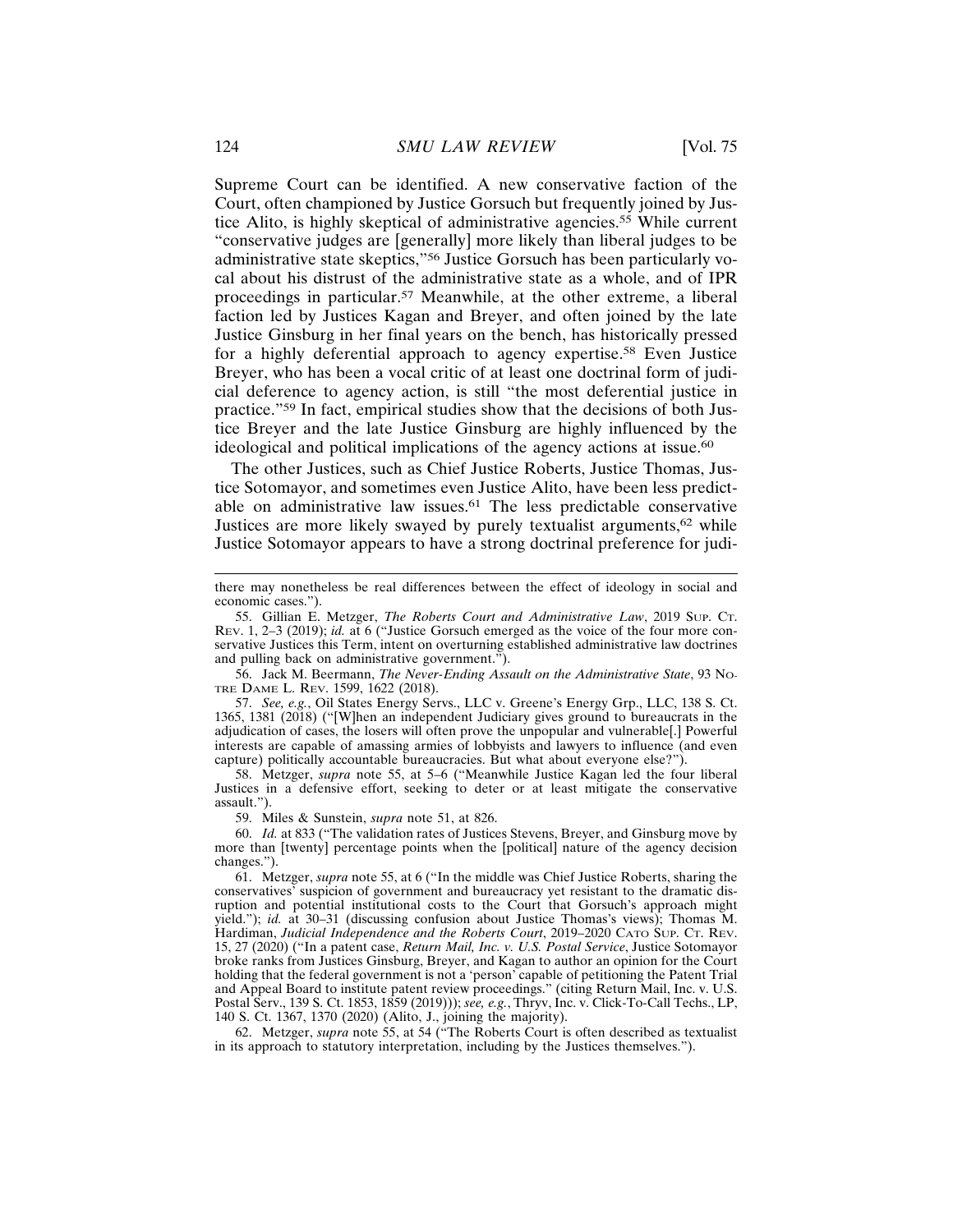Supreme Court can be identified. A new conservative faction of the Court, often championed by Justice Gorsuch but frequently joined by Justice Alito, is highly skeptical of administrative agencies.[55] While current "conservative judges are [generally] more likely than liberal judges to be administrative state skeptics,"[56] Justice Gorsuch has been particularly vocal about his distrust of the administrative state as a whole, and of IPR proceedings in particular.[57] Meanwhile, at the other extreme, a liberal faction led by Justices Kagan and Breyer, and often joined by the late Justice Ginsburg in her final years on the bench, has historically pressed for a highly deferential approach to agency expertise.[58] Even Justice Breyer, who has been a vocal critic of at least one doctrinal form of judicial deference to agency action, is still "the most deferential justice in practice."[59] In fact, empirical studies show that the decisions of both Justice Breyer and the late Justice Ginsburg are highly influenced by the ideological and political implications of the agency actions at issue.[60]

The other Justices, such as Chief Justice Roberts, Justice Thomas, Justice Sotomayor, and sometimes even Justice Alito, have been less predictable on administrative law issues.[61] The less predictable conservative Justices are more likely swayed by purely textualist arguments,[62] while Justice Sotomayor appears to have a strong doctrinal preference for judi-

---

there may nonetheless be real differences between the effect of ideology in social and economic cases.").

55. Gillian E. Metzger, *The Roberts Court and Administrative Law*, 2019 SUP. CT. REV. 1, 2–3 (2019); *id.* at 6 ("Justice Gorsuch emerged as the voice of the four more conservative Justices this Term, intent on overturning established administrative law doctrines and pulling back on administrative government.").

56. Jack M. Beermann, *The Never-Ending Assault on the Administrative State*, 93 NOTRE DAME L. REV. 1599, 1622 (2018).

57. *See, e.g.*, Oil States Energy Servs., LLC v. Greene's Energy Grp., LLC, 138 S. Ct. 1365, 1381 (2018) ("[W]hen an independent Judiciary gives ground to bureaucrats in the adjudication of cases, the losers will often prove the unpopular and vulnerable[.] Powerful interests are capable of amassing armies of lobbyists and lawyers to influence (and even capture) politically accountable bureaucracies. But what about everyone else?").

58. Metzger, *supra* note 55, at 5–6 ("Meanwhile Justice Kagan led the four liberal Justices in a defensive effort, seeking to deter or at least mitigate the conservative assault.").

59. Miles & Sunstein, *supra* note 51, at 826.

60. *Id.* at 833 ("The validation rates of Justices Stevens, Breyer, and Ginsburg move by more than [twenty] percentage points when the [political] nature of the agency decision changes.").

61. Metzger, *supra* note 55, at 6 ("In the middle was Chief Justice Roberts, sharing the conservatives' suspicion of government and bureaucracy yet resistant to the dramatic disruption and potential institutional costs to the Court that Gorsuch's approach might yield."); *id.* at 30–31 (discussing confusion about Justice Thomas's views); Thomas M. Hardiman, *Judicial Independence and the Roberts Court*, 2019–2020 CATO SUP. CT. REV. 15, 27 (2020) ("In a patent case, *Return Mail, Inc. v. U.S. Postal Service*, Justice Sotomayor broke ranks from Justices Ginsburg, Breyer, and Kagan to author an opinion for the Court holding that the federal government is not a 'person' capable of petitioning the Patent Trial and Appeal Board to institute patent review proceedings." (citing Return Mail, Inc. v. U.S. Postal Serv., 139 S. Ct. 1853, 1859 (2019))); *see, e.g.*, Thryv, Inc. v. Click-To-Call Techs., LP, 140 S. Ct. 1367, 1370 (2020) (Alito, J., joining the majority).

62. Metzger, *supra* note 55, at 54 ("The Roberts Court is often described as textualist in its approach to statutory interpretation, including by the Justices themselves.").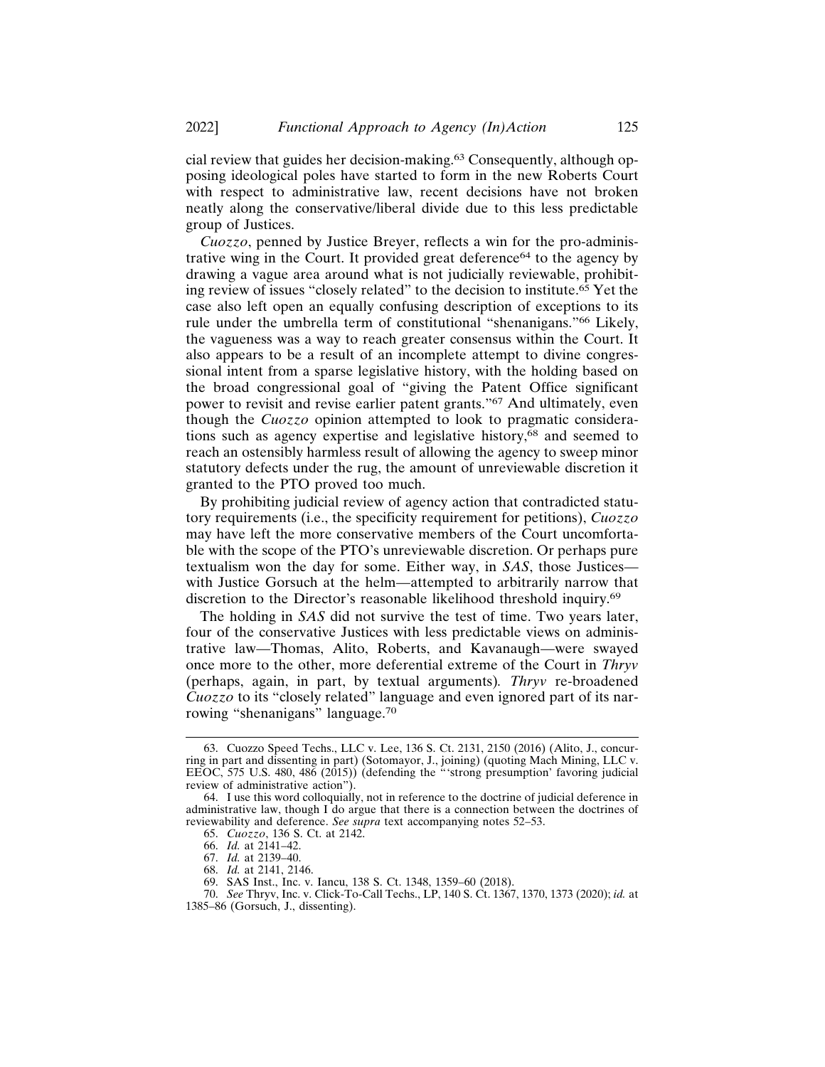cial review that guides her decision-making.[63] Consequently, although opposing ideological poles have started to form in the new Roberts Court with respect to administrative law, recent decisions have not broken neatly along the conservative/liberal divide due to this less predictable group of Justices.

*Cuozzo*, penned by Justice Breyer, reflects a win for the pro-administrative wing in the Court. It provided great deference[64] to the agency by drawing a vague area around what is not judicially reviewable, prohibiting review of issues "closely related" to the decision to institute.[65] Yet the case also left open an equally confusing description of exceptions to its rule under the umbrella term of constitutional "shenanigans."[66] Likely, the vagueness was a way to reach greater consensus within the Court. It also appears to be a result of an incomplete attempt to divine congressional intent from a sparse legislative history, with the holding based on the broad congressional goal of "giving the Patent Office significant power to revisit and revise earlier patent grants."[67] And ultimately, even though the *Cuozzo* opinion attempted to look to pragmatic considerations such as agency expertise and legislative history,[68] and seemed to reach an ostensibly harmless result of allowing the agency to sweep minor statutory defects under the rug, the amount of unreviewable discretion it granted to the PTO proved too much.

By prohibiting judicial review of agency action that contradicted statutory requirements (i.e., the specificity requirement for petitions), *Cuozzo* may have left the more conservative members of the Court uncomfortable with the scope of the PTO's unreviewable discretion. Or perhaps pure textualism won the day for some. Either way, in *SAS*, those Justices—with Justice Gorsuch at the helm—attempted to arbitrarily narrow that discretion to the Director's reasonable likelihood threshold inquiry.[69]

The holding in *SAS* did not survive the test of time. Two years later, four of the conservative Justices with less predictable views on administrative law—Thomas, Alito, Roberts, and Kavanaugh—were swayed once more to the other, more deferential extreme of the Court in *Thryv* (perhaps, again, in part, by textual arguments). *Thryv* re-broadened *Cuozzo* to its "closely related" language and even ignored part of its narrowing "shenanigans" language.[70]

---

63. Cuozzo Speed Techs., LLC v. Lee, 136 S. Ct. 2131, 2150 (2016) (Alito, J., concurring in part and dissenting in part) (Sotomayor, J., joining) (quoting Mach Mining, LLC v. EEOC, 575 U.S. 480, 486 (2015)) (defending the "'strong presumption' favoring judicial review of administrative action").

64. I use this word colloquially, not in reference to the doctrine of judicial deference in administrative law, though I do argue that there is a connection between the doctrines of reviewability and deference. *See supra* text accompanying notes 52–53.

65. *Cuozzo*, 136 S. Ct. at 2142.

66. *Id.* at 2141–42.

67. *Id.* at 2139–40.

68. *Id.* at 2141, 2146.

69. SAS Inst., Inc. v. Iancu, 138 S. Ct. 1348, 1359–60 (2018).

70. *See* Thryv, Inc. v. Click-To-Call Techs., LP, 140 S. Ct. 1367, 1370, 1373 (2020); *id.* at 1385–86 (Gorsuch, J., dissenting).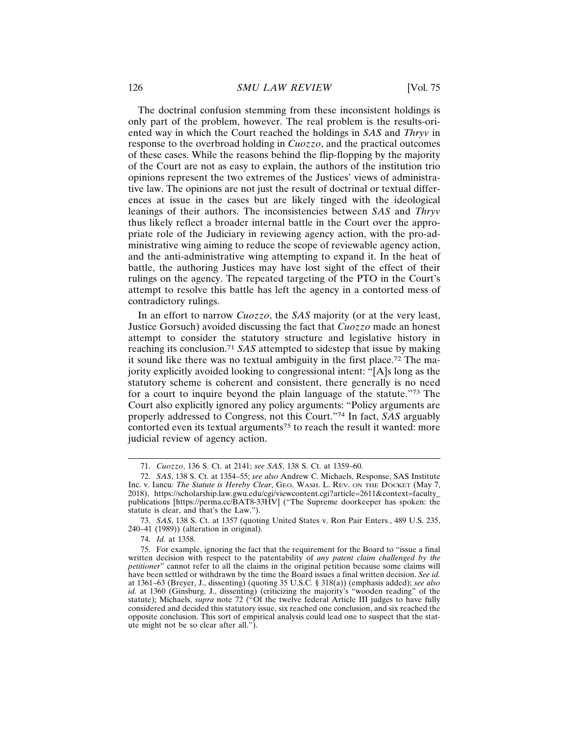The doctrinal confusion stemming from these inconsistent holdings is only part of the problem, however. The real problem is the results-oriented way in which the Court reached the holdings in *SAS* and *Thryv* in response to the overbroad holding in *Cuozzo*, and the practical outcomes of these cases. While the reasons behind the flip-flopping by the majority of the Court are not as easy to explain, the authors of the institution trio opinions represent the two extremes of the Justices' views of administrative law. The opinions are not just the result of doctrinal or textual differences at issue in the cases but are likely tinged with the ideological leanings of their authors. The inconsistencies between *SAS* and *Thryv* thus likely reflect a broader internal battle in the Court over the appropriate role of the Judiciary in reviewing agency action, with the pro-administrative wing aiming to reduce the scope of reviewable agency action, and the anti-administrative wing attempting to expand it. In the heat of battle, the authoring Justices may have lost sight of the effect of their rulings on the agency. The repeated targeting of the PTO in the Court's attempt to resolve this battle has left the agency in a contorted mess of contradictory rulings.

In an effort to narrow *Cuozzo*, the *SAS* majority (or at the very least, Justice Gorsuch) avoided discussing the fact that *Cuozzo* made an honest attempt to consider the statutory structure and legislative history in reaching its conclusion.[71] *SAS* attempted to sidestep that issue by making it sound like there was no textual ambiguity in the first place.[72] The majority explicitly avoided looking to congressional intent: "[A]s long as the statutory scheme is coherent and consistent, there generally is no need for a court to inquire beyond the plain language of the statute."[73] The Court also explicitly ignored any policy arguments: "Policy arguments are properly addressed to Congress, not this Court."[74] In fact, *SAS* arguably contorted even its textual arguments[75] to reach the result it wanted: more judicial review of agency action.

---

71. *Cuozzo*, 136 S. Ct. at 2141; *see SAS*, 138 S. Ct. at 1359–60.

72. *SAS*, 138 S. Ct. at 1354–55; *see also* Andrew C. Michaels, Response, SAS Institute Inc. v. Iancu*: The Statute is Hereby Clear*, GEO. WASH. L. REV. ON THE DOCKET (May 7, 2018), https://scholarship.law.gwu.edu/cgi/viewcontent.cgi?article=2611&context=faculty_publications [https://perma.cc/BAT8-33HV] ("The Supreme doorkeeper has spoken: the statute is clear, and that's the Law.").

73. *SAS*, 138 S. Ct. at 1357 (quoting United States v. Ron Pair Enters., 489 U.S. 235, 240–41 (1989)) (alteration in original).

74. *Id.* at 1358.

75. For example, ignoring the fact that the requirement for the Board to "issue a final written decision with respect to the patentability of *any patent claim challenged by the petitioner*" cannot refer to all the claims in the original petition because some claims will have been settled or withdrawn by the time the Board issues a final written decision. *See id.* at 1361–63 (Breyer, J., dissenting) (quoting 35 U.S.C. § 318(a)) (emphasis added); *see also id.* at 1360 (Ginsburg, J., dissenting) (criticizing the majority's "wooden reading" of the statute); Michaels, *supra* note 72 ("Of the twelve federal Article III judges to have fully considered and decided this statutory issue, six reached one conclusion, and six reached the opposite conclusion. This sort of empirical analysis could lead one to suspect that the statute might not be so clear after all.").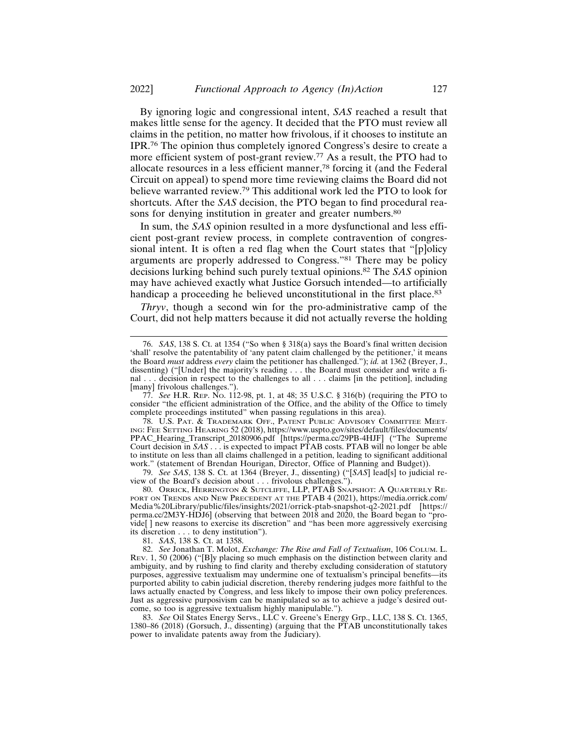By ignoring logic and congressional intent, *SAS* reached a result that makes little sense for the agency. It decided that the PTO must review all claims in the petition, no matter how frivolous, if it chooses to institute an IPR.[76] The opinion thus completely ignored Congress's desire to create a more efficient system of post-grant review.[77] As a result, the PTO had to allocate resources in a less efficient manner,[78] forcing it (and the Federal Circuit on appeal) to spend more time reviewing claims the Board did not believe warranted review.[79] This additional work led the PTO to look for shortcuts. After the *SAS* decision, the PTO began to find procedural reasons for denying institution in greater and greater numbers.[80]

In sum, the *SAS* opinion resulted in a more dysfunctional and less efficient post-grant review process, in complete contravention of congressional intent. It is often a red flag when the Court states that "[p]olicy arguments are properly addressed to Congress."[81] There may be policy decisions lurking behind such purely textual opinions.[82] The *SAS* opinion may have achieved exactly what Justice Gorsuch intended—to artificially handicap a proceeding he believed unconstitutional in the first place.[83]

*Thryv*, though a second win for the pro-administrative camp of the Court, did not help matters because it did not actually reverse the holding

---

76. *SAS*, 138 S. Ct. at 1354 ("So when § 318(a) says the Board's final written decision 'shall' resolve the patentability of 'any patent claim challenged by the petitioner,' it means the Board *must* address *every* claim the petitioner has challenged."); *id.* at 1362 (Breyer, J., dissenting) ("[Under] the majority's reading . . . the Board must consider and write a final . . . decision in respect to the challenges to all . . . claims [in the petition], including [many] frivolous challenges.").

77. *See* H.R. Rep. No. 112-98, pt. 1, at 48; 35 U.S.C. § 316(b) (requiring the PTO to consider "the efficient administration of the Office, and the ability of the Office to timely complete proceedings instituted" when passing regulations in this area).

78. U.S. Pat. & Trademark Off., Patent Public Advisory Committee Meeting: Fee Setting Hearing 52 (2018), https://www.uspto.gov/sites/default/files/documents/PPAC_Hearing_Transcript_20180906.pdf [https://perma.cc/29PB-4HJF] ("The Supreme Court decision in *SAS* . . . is expected to impact PTAB costs. PTAB will no longer be able to institute on less than all claims challenged in a petition, leading to significant additional work." (statement of Brendan Hourigan, Director, Office of Planning and Budget)).

79. *See SAS*, 138 S. Ct. at 1364 (Breyer, J., dissenting) ("[*SAS*] lead[s] to judicial review of the Board's decision about . . . frivolous challenges.").

80. Orrick, Herrington & Sutcliffe, LLP, PTAB Snapshot: A Quarterly Report on Trends and New Precedent at the PTAB 4 (2021), https://media.orrick.com/Media%20Library/public/files/insights/2021/orrick-ptab-snapshot-q2-2021.pdf [https://perma.cc/2M3Y-HDJ6] (observing that between 2018 and 2020, the Board began to "provide[ ] new reasons to exercise its discretion" and "has been more aggressively exercising its discretion . . . to deny institution").

81. *SAS*, 138 S. Ct. at 1358.

82. *See* Jonathan T. Molot, *Exchange: The Rise and Fall of Textualism*, 106 Colum. L. Rev. 1, 50 (2006) ("[B]y placing so much emphasis on the distinction between clarity and ambiguity, and by rushing to find clarity and thereby excluding consideration of statutory purposes, aggressive textualism may undermine one of textualism's principal benefits—its purported ability to cabin judicial discretion, thereby rendering judges more faithful to the laws actually enacted by Congress, and less likely to impose their own policy preferences. Just as aggressive purposivism can be manipulated so as to achieve a judge's desired outcome, so too is aggressive textualism highly manipulable.").

83. *See* Oil States Energy Servs., LLC v. Greene's Energy Grp., LLC, 138 S. Ct. 1365, 1380–86 (2018) (Gorsuch, J., dissenting) (arguing that the PTAB unconstitutionally takes power to invalidate patents away from the Judiciary).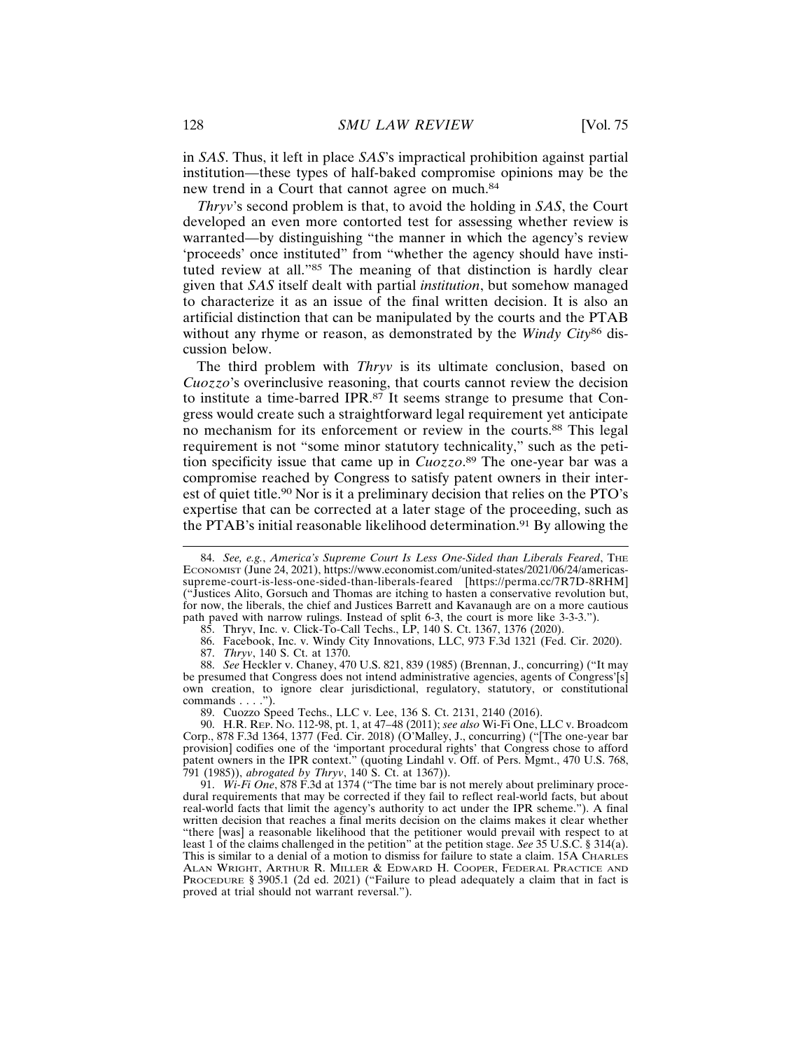in *SAS*. Thus, it left in place *SAS*'s impractical prohibition against partial institution—these types of half-baked compromise opinions may be the new trend in a Court that cannot agree on much.[84]

*Thryv*'s second problem is that, to avoid the holding in *SAS*, the Court developed an even more contorted test for assessing whether review is warranted—by distinguishing "the manner in which the agency's review 'proceeds' once instituted" from "whether the agency should have instituted review at all."[85] The meaning of that distinction is hardly clear given that *SAS* itself dealt with partial *institution*, but somehow managed to characterize it as an issue of the final written decision. It is also an artificial distinction that can be manipulated by the courts and the PTAB without any rhyme or reason, as demonstrated by the *Windy City*[86] discussion below.

The third problem with *Thryv* is its ultimate conclusion, based on *Cuozzo*'s overinclusive reasoning, that courts cannot review the decision to institute a time-barred IPR.[87] It seems strange to presume that Congress would create such a straightforward legal requirement yet anticipate no mechanism for its enforcement or review in the courts.[88] This legal requirement is not "some minor statutory technicality," such as the petition specificity issue that came up in *Cuozzo*.[89] The one-year bar was a compromise reached by Congress to satisfy patent owners in their interest of quiet title.[90] Nor is it a preliminary decision that relies on the PTO's expertise that can be corrected at a later stage of the proceeding, such as the PTAB's initial reasonable likelihood determination.[91] By allowing the

---

84. *See, e.g.*, *America's Supreme Court Is Less One-Sided than Liberals Feared*, The Economist (June 24, 2021), https://www.economist.com/united-states/2021/06/24/americas-supreme-court-is-less-one-sided-than-liberals-feared [https://perma.cc/7R7D-8RHM] ("Justices Alito, Gorsuch and Thomas are itching to hasten a conservative revolution but, for now, the liberals, the chief and Justices Barrett and Kavanaugh are on a more cautious path paved with narrow rulings. Instead of split 6-3, the court is more like 3-3-3.").

85. Thryv, Inc. v. Click-To-Call Techs., LP, 140 S. Ct. 1367, 1376 (2020).

86. Facebook, Inc. v. Windy City Innovations, LLC, 973 F.3d 1321 (Fed. Cir. 2020).

87. *Thryv*, 140 S. Ct. at 1370.

88. *See* Heckler v. Chaney, 470 U.S. 821, 839 (1985) (Brennan, J., concurring) ("It may be presumed that Congress does not intend administrative agencies, agents of Congress'[s] own creation, to ignore clear jurisdictional, regulatory, statutory, or constitutional commands . . . .").

89. Cuozzo Speed Techs., LLC v. Lee, 136 S. Ct. 2131, 2140 (2016).

90. H.R. Rep. No. 112-98, pt. 1, at 47–48 (2011); *see also* Wi-Fi One, LLC v. Broadcom Corp., 878 F.3d 1364, 1377 (Fed. Cir. 2018) (O'Malley, J., concurring) ("[The one-year bar provision] codifies one of the 'important procedural rights' that Congress chose to afford patent owners in the IPR context." (quoting Lindahl v. Off. of Pers. Mgmt., 470 U.S. 768, 791 (1985)), *abrogated by Thryv*, 140 S. Ct. at 1367)).

91. *Wi-Fi One*, 878 F.3d at 1374 ("The time bar is not merely about preliminary procedural requirements that may be corrected if they fail to reflect real-world facts, but about real-world facts that limit the agency's authority to act under the IPR scheme."). A final written decision that reaches a final merits decision on the claims makes it clear whether "there [was] a reasonable likelihood that the petitioner would prevail with respect to at least 1 of the claims challenged in the petition" at the petition stage. *See* 35 U.S.C. § 314(a). This is similar to a denial of a motion to dismiss for failure to state a claim. 15A Charles Alan Wright, Arthur R. Miller & Edward H. Cooper, Federal Practice and Procedure § 3905.1 (2d ed. 2021) ("Failure to plead adequately a claim that in fact is proved at trial should not warrant reversal.").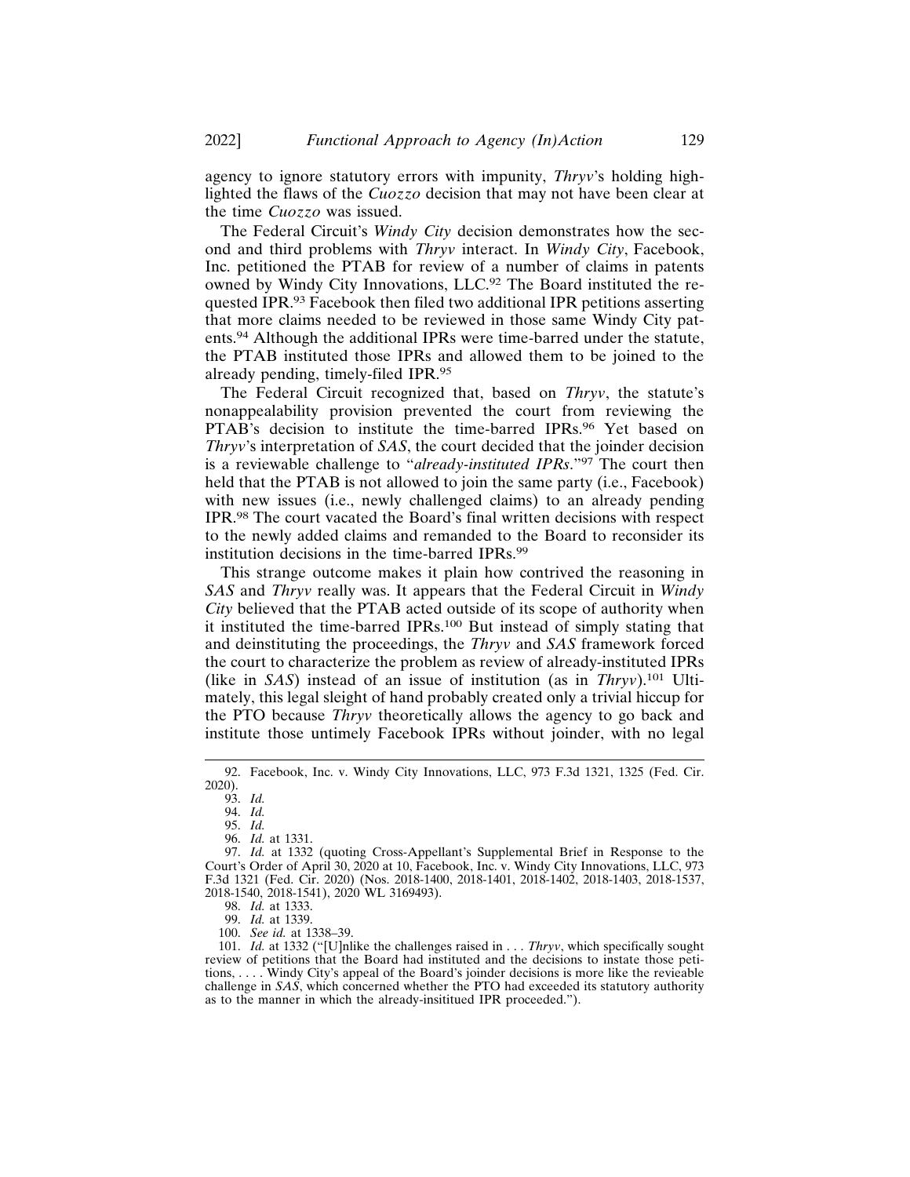agency to ignore statutory errors with impunity, *Thryv*'s holding highlighted the flaws of the *Cuozzo* decision that may not have been clear at the time *Cuozzo* was issued.

The Federal Circuit's *Windy City* decision demonstrates how the second and third problems with *Thryv* interact. In *Windy City*, Facebook, Inc. petitioned the PTAB for review of a number of claims in patents owned by Windy City Innovations, LLC.[92] The Board instituted the requested IPR.[93] Facebook then filed two additional IPR petitions asserting that more claims needed to be reviewed in those same Windy City patents.[94] Although the additional IPRs were time-barred under the statute, the PTAB instituted those IPRs and allowed them to be joined to the already pending, timely-filed IPR.[95]

The Federal Circuit recognized that, based on *Thryv*, the statute's nonappealability provision prevented the court from reviewing the PTAB's decision to institute the time-barred IPRs.[96] Yet based on *Thryv*'s interpretation of *SAS*, the court decided that the joinder decision is a reviewable challenge to "*already-instituted IPRs*."[97] The court then held that the PTAB is not allowed to join the same party (i.e., Facebook) with new issues (i.e., newly challenged claims) to an already pending IPR.[98] The court vacated the Board's final written decisions with respect to the newly added claims and remanded to the Board to reconsider its institution decisions in the time-barred IPRs.[99]

This strange outcome makes it plain how contrived the reasoning in *SAS* and *Thryv* really was. It appears that the Federal Circuit in *Windy City* believed that the PTAB acted outside of its scope of authority when it instituted the time-barred IPRs.[100] But instead of simply stating that and deinstituting the proceedings, the *Thryv* and *SAS* framework forced the court to characterize the problem as review of already-instituted IPRs (like in *SAS*) instead of an issue of institution (as in *Thryv*).[101] Ultimately, this legal sleight of hand probably created only a trivial hiccup for the PTO because *Thryv* theoretically allows the agency to go back and institute those untimely Facebook IPRs without joinder, with no legal

---

92. Facebook, Inc. v. Windy City Innovations, LLC, 973 F.3d 1321, 1325 (Fed. Cir. 2020).

93. *Id.*

94. *Id.*

95. *Id.*

96. *Id.* at 1331.

97. *Id.* at 1332 (quoting Cross-Appellant's Supplemental Brief in Response to the Court's Order of April 30, 2020 at 10, Facebook, Inc. v. Windy City Innovations, LLC, 973 F.3d 1321 (Fed. Cir. 2020) (Nos. 2018-1400, 2018-1401, 2018-1402, 2018-1403, 2018-1537, 2018-1540, 2018-1541), 2020 WL 3169493).

98. *Id.* at 1333.

99. *Id.* at 1339.

100. *See id.* at 1338–39.

101. *Id.* at 1332 ("[U]nlike the challenges raised in . . . *Thryv*, which specifically sought review of petitions that the Board had instituted and the decisions to instate those petitions, . . . . Windy City's appeal of the Board's joinder decisions is more like the revieable challenge in *SAS*, which concerned whether the PTO had exceeded its statutory authority as to the manner in which the already-insititued IPR proceeded.").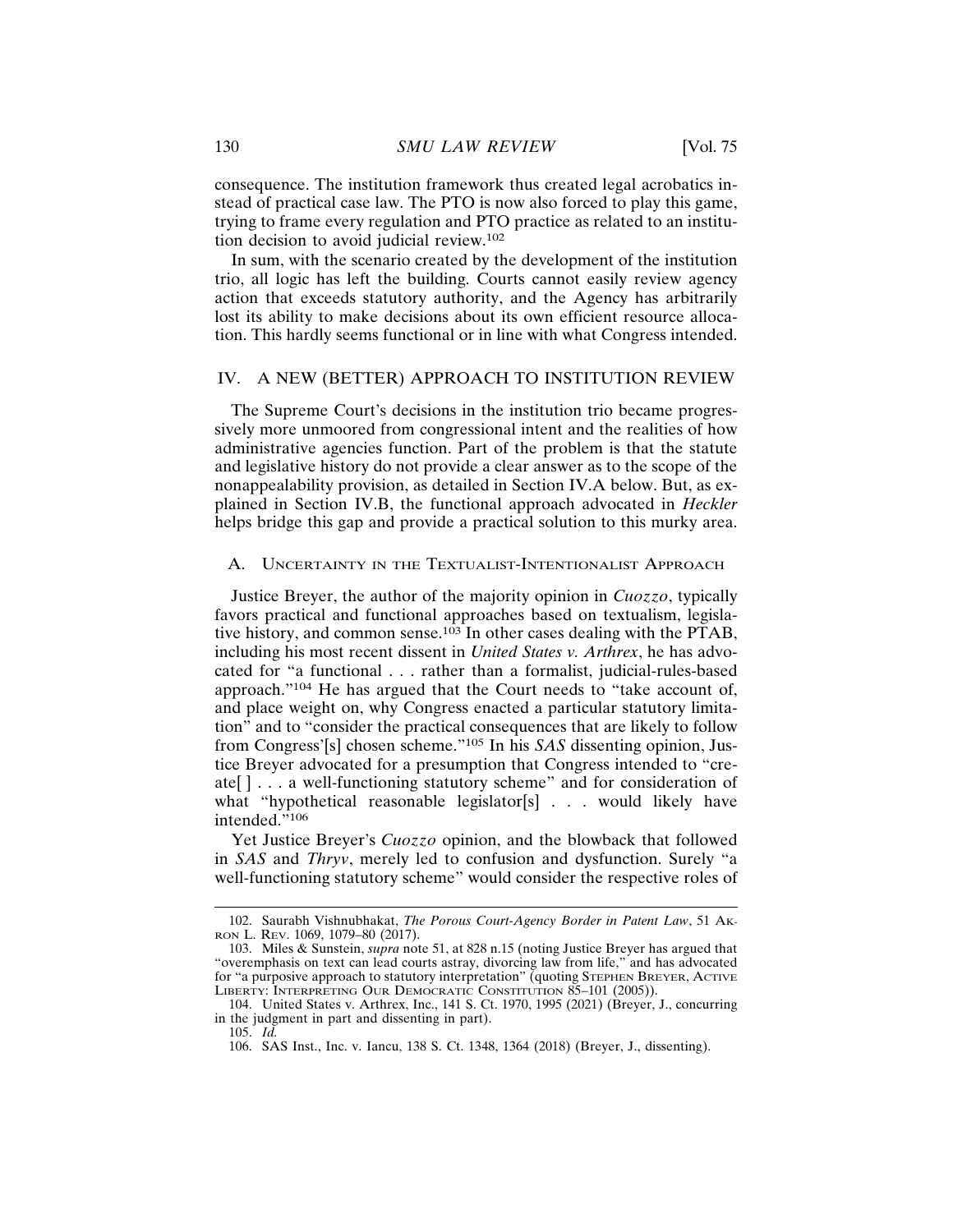consequence. The institution framework thus created legal acrobatics instead of practical case law. The PTO is now also forced to play this game, trying to frame every regulation and PTO practice as related to an institution decision to avoid judicial review.[102]

In sum, with the scenario created by the development of the institution trio, all logic has left the building. Courts cannot easily review agency action that exceeds statutory authority, and the Agency has arbitrarily lost its ability to make decisions about its own efficient resource allocation. This hardly seems functional or in line with what Congress intended.

## IV. A NEW (BETTER) APPROACH TO INSTITUTION REVIEW

The Supreme Court's decisions in the institution trio became progressively more unmoored from congressional intent and the realities of how administrative agencies function. Part of the problem is that the statute and legislative history do not provide a clear answer as to the scope of the nonappealability provision, as detailed in Section IV.A below. But, as explained in Section IV.B, the functional approach advocated in *Heckler* helps bridge this gap and provide a practical solution to this murky area.

### A. UNCERTAINTY IN THE TEXTUALIST-INTENTIONALIST APPROACH

Justice Breyer, the author of the majority opinion in *Cuozzo*, typically favors practical and functional approaches based on textualism, legislative history, and common sense.[103] In other cases dealing with the PTAB, including his most recent dissent in *United States v. Arthrex*, he has advocated for "a functional . . . rather than a formalist, judicial-rules-based approach."[104] He has argued that the Court needs to "take account of, and place weight on, why Congress enacted a particular statutory limitation" and to "consider the practical consequences that are likely to follow from Congress'[s] chosen scheme."[105] In his *SAS* dissenting opinion, Justice Breyer advocated for a presumption that Congress intended to "create[ ] . . . a well-functioning statutory scheme" and for consideration of what "hypothetical reasonable legislator[s] . . . would likely have intended."[106]

Yet Justice Breyer's *Cuozzo* opinion, and the blowback that followed in *SAS* and *Thryv*, merely led to confusion and dysfunction. Surely "a well-functioning statutory scheme" would consider the respective roles of

---

102. Saurabh Vishnubhakat, *The Porous Court-Agency Border in Patent Law*, 51 AKRON L. REV. 1069, 1079–80 (2017).

103. Miles & Sunstein, *supra* note 51, at 828 n.15 (noting Justice Breyer has argued that "overemphasis on text can lead courts astray, divorcing law from life," and has advocated for "a purposive approach to statutory interpretation" (quoting STEPHEN BREYER, ACTIVE LIBERTY: INTERPRETING OUR DEMOCRATIC CONSTITUTION 85–101 (2005)).

104. United States v. Arthrex, Inc., 141 S. Ct. 1970, 1995 (2021) (Breyer, J., concurring in the judgment in part and dissenting in part).

105. *Id.*

106. SAS Inst., Inc. v. Iancu, 138 S. Ct. 1348, 1364 (2018) (Breyer, J., dissenting).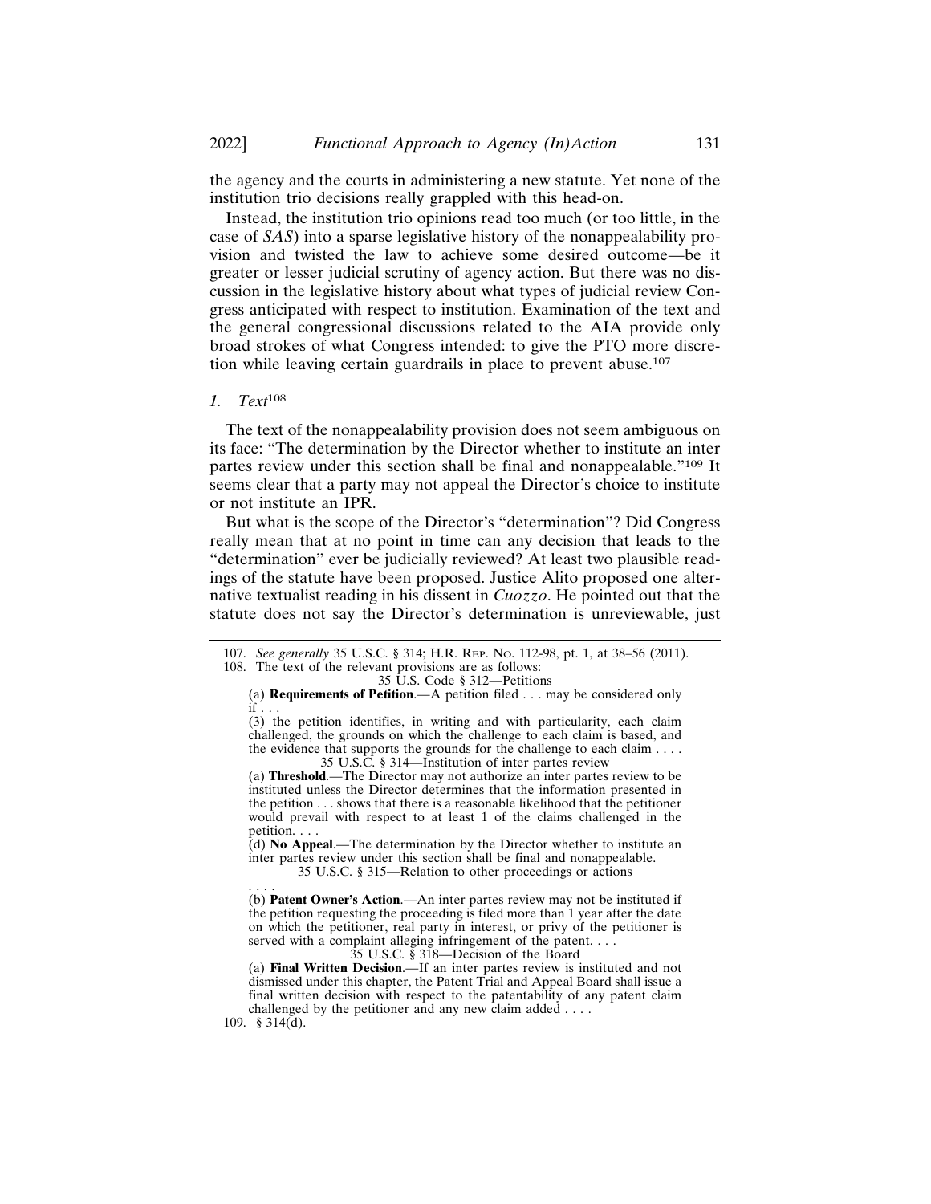the agency and the courts in administering a new statute. Yet none of the institution trio decisions really grappled with this head-on.

Instead, the institution trio opinions read too much (or too little, in the case of *SAS*) into a sparse legislative history of the nonappealability provision and twisted the law to achieve some desired outcome—be it greater or lesser judicial scrutiny of agency action. But there was no discussion in the legislative history about what types of judicial review Congress anticipated with respect to institution. Examination of the text and the general congressional discussions related to the AIA provide only broad strokes of what Congress intended: to give the PTO more discretion while leaving certain guardrails in place to prevent abuse.[107]

### 1. *Text*[108]

The text of the nonappealability provision does not seem ambiguous on its face: "The determination by the Director whether to institute an inter partes review under this section shall be final and nonappealable."[109] It seems clear that a party may not appeal the Director's choice to institute or not institute an IPR.

But what is the scope of the Director's "determination"? Did Congress really mean that at no point in time can any decision that leads to the "determination" ever be judicially reviewed? At least two plausible readings of the statute have been proposed. Justice Alito proposed one alternative textualist reading in his dissent in *Cuozzo*. He pointed out that the statute does not say the Director's determination is unreviewable, just

---

107. *See generally* 35 U.S.C. § 314; H.R. Rep. No. 112-98, pt. 1, at 38–56 (2011).

108. The text of the relevant provisions are as follows:

35 U.S. Code § 312—Petitions

(a) **Requirements of Petition**.—A petition filed . . . may be considered only if . . .

(3) the petition identifies, in writing and with particularity, each claim challenged, the grounds on which the challenge to each claim is based, and the evidence that supports the grounds for the challenge to each claim . . . .

35 U.S.C. § 314—Institution of inter partes review

(a) **Threshold**.—The Director may not authorize an inter partes review to be instituted unless the Director determines that the information presented in the petition . . . shows that there is a reasonable likelihood that the petitioner would prevail with respect to at least 1 of the claims challenged in the petition. . . .

(d) **No Appeal**.—The determination by the Director whether to institute an inter partes review under this section shall be final and nonappealable.

35 U.S.C. § 315—Relation to other proceedings or actions

. . . .

(b) **Patent Owner's Action**.—An inter partes review may not be instituted if the petition requesting the proceeding is filed more than 1 year after the date on which the petitioner, real party in interest, or privy of the petitioner is served with a complaint alleging infringement of the patent. . . .

35 U.S.C. § 318—Decision of the Board

(a) **Final Written Decision**.—If an inter partes review is instituted and not dismissed under this chapter, the Patent Trial and Appeal Board shall issue a final written decision with respect to the patentability of any patent claim challenged by the petitioner and any new claim added . . . .

109. § 314(d).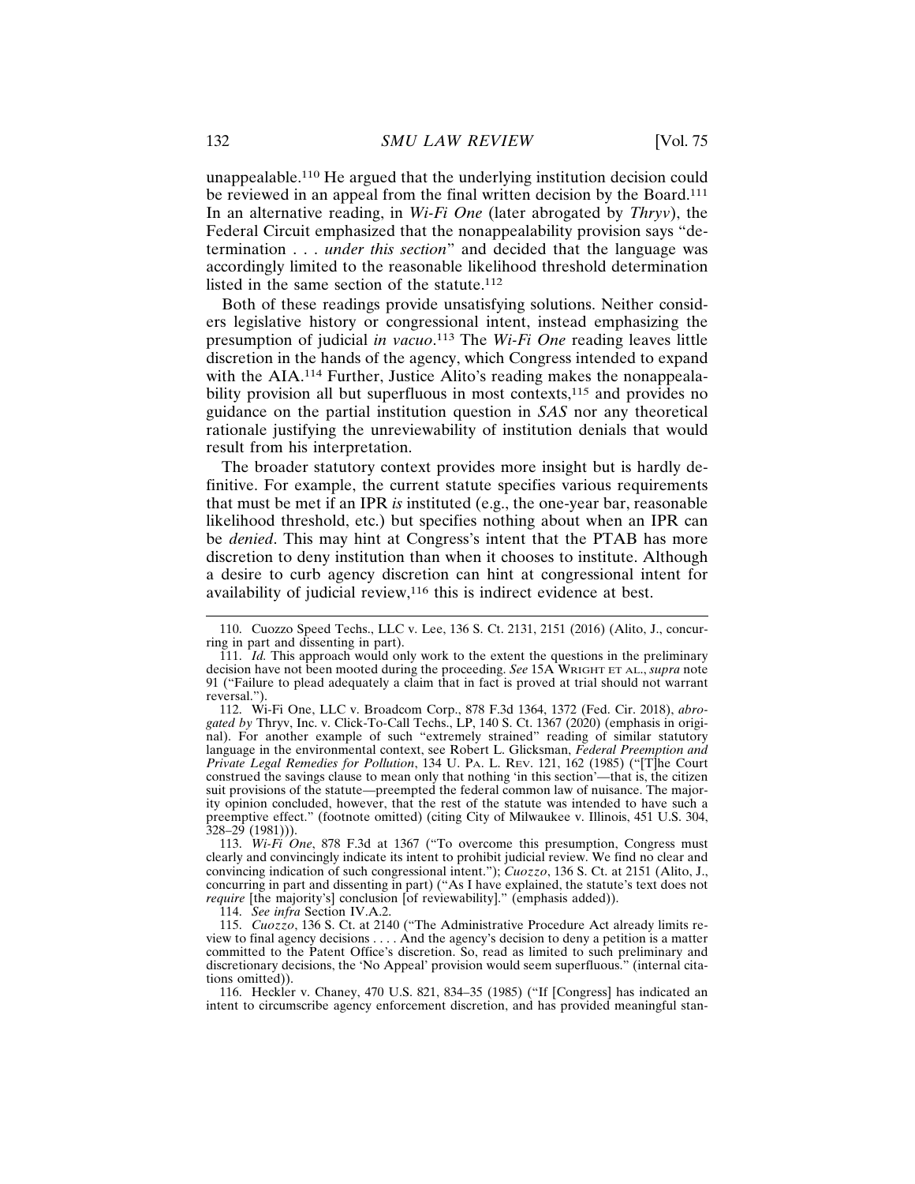unappealable.[110] He argued that the underlying institution decision could be reviewed in an appeal from the final written decision by the Board.[111] In an alternative reading, in *Wi-Fi One* (later abrogated by *Thryv*), the Federal Circuit emphasized that the nonappealability provision says "determination . . . *under this section*" and decided that the language was accordingly limited to the reasonable likelihood threshold determination listed in the same section of the statute.[112]

Both of these readings provide unsatisfying solutions. Neither considers legislative history or congressional intent, instead emphasizing the presumption of judicial *in vacuo*.[113] The *Wi-Fi One* reading leaves little discretion in the hands of the agency, which Congress intended to expand with the AIA.[114] Further, Justice Alito's reading makes the nonappealability provision all but superfluous in most contexts,[115] and provides no guidance on the partial institution question in *SAS* nor any theoretical rationale justifying the unreviewability of institution denials that would result from his interpretation.

The broader statutory context provides more insight but is hardly definitive. For example, the current statute specifies various requirements that must be met if an IPR *is* instituted (e.g., the one-year bar, reasonable likelihood threshold, etc.) but specifies nothing about when an IPR can be *denied*. This may hint at Congress's intent that the PTAB has more discretion to deny institution than when it chooses to institute. Although a desire to curb agency discretion can hint at congressional intent for availability of judicial review,[116] this is indirect evidence at best.

---

110. Cuozzo Speed Techs., LLC v. Lee, 136 S. Ct. 2131, 2151 (2016) (Alito, J., concurring in part and dissenting in part).

111. *Id.* This approach would only work to the extent the questions in the preliminary decision have not been mooted during the proceeding. *See* 15A WRIGHT ET AL., *supra* note 91 ("Failure to plead adequately a claim that in fact is proved at trial should not warrant reversal.").

112. Wi-Fi One, LLC v. Broadcom Corp., 878 F.3d 1364, 1372 (Fed. Cir. 2018), *abrogated by* Thryv, Inc. v. Click-To-Call Techs., LP, 140 S. Ct. 1367 (2020) (emphasis in original). For another example of such "extremely strained" reading of similar statutory language in the environmental context, see Robert L. Glicksman, *Federal Preemption and Private Legal Remedies for Pollution*, 134 U. PA. L. REV. 121, 162 (1985) ("[T]he Court construed the savings clause to mean only that nothing 'in this section'—that is, the citizen suit provisions of the statute—preempted the federal common law of nuisance. The majority opinion concluded, however, that the rest of the statute was intended to have such a preemptive effect." (footnote omitted) (citing City of Milwaukee v. Illinois, 451 U.S. 304, 328–29 (1981))).

113. *Wi-Fi One*, 878 F.3d at 1367 ("To overcome this presumption, Congress must clearly and convincingly indicate its intent to prohibit judicial review. We find no clear and convincing indication of such congressional intent."); *Cuozzo*, 136 S. Ct. at 2151 (Alito, J., concurring in part and dissenting in part) ("As I have explained, the statute's text does not *require* [the majority's] conclusion [of reviewability]." (emphasis added)).

114. *See infra* Section IV.A.2.

115. *Cuozzo*, 136 S. Ct. at 2140 ("The Administrative Procedure Act already limits review to final agency decisions . . . . And the agency's decision to deny a petition is a matter committed to the Patent Office's discretion. So, read as limited to such preliminary and discretionary decisions, the 'No Appeal' provision would seem superfluous." (internal citations omitted)).

116. Heckler v. Chaney, 470 U.S. 821, 834–35 (1985) ("If [Congress] has indicated an intent to circumscribe agency enforcement discretion, and has provided meaningful stan-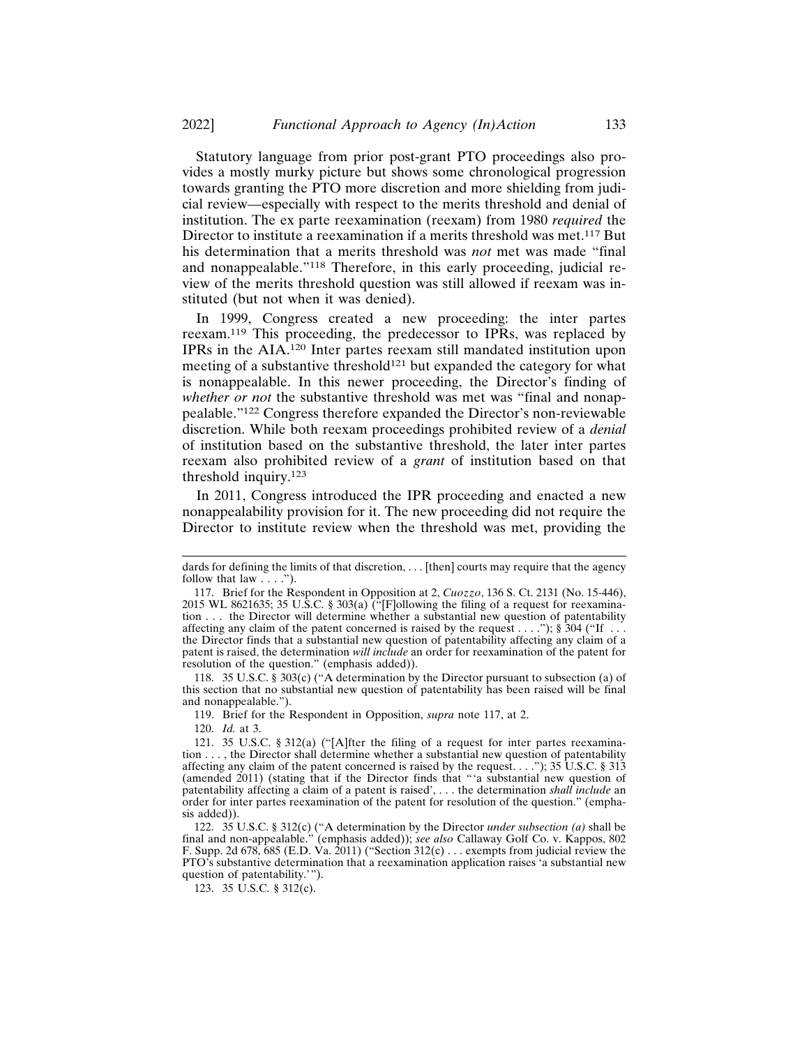Statutory language from prior post-grant PTO proceedings also provides a mostly murky picture but shows some chronological progression towards granting the PTO more discretion and more shielding from judicial review—especially with respect to the merits threshold and denial of institution. The ex parte reexamination (reexam) from 1980 *required* the Director to institute a reexamination if a merits threshold was met.[117] But his determination that a merits threshold was *not* met was made "final and nonappealable."[118] Therefore, in this early proceeding, judicial review of the merits threshold question was still allowed if reexam was instituted (but not when it was denied).

In 1999, Congress created a new proceeding: the inter partes reexam.[119] This proceeding, the predecessor to IPRs, was replaced by IPRs in the AIA.[120] Inter partes reexam still mandated institution upon meeting of a substantive threshold[121] but expanded the category for what is nonappealable. In this newer proceeding, the Director's finding of *whether or not* the substantive threshold was met was "final and nonappealable."[122] Congress therefore expanded the Director's non-reviewable discretion. While both reexam proceedings prohibited review of a *denial* of institution based on the substantive threshold, the later inter partes reexam also prohibited review of a *grant* of institution based on that threshold inquiry.[123]

In 2011, Congress introduced the IPR proceeding and enacted a new nonappealability provision for it. The new proceeding did not require the Director to institute review when the threshold was met, providing the

---

dards for defining the limits of that discretion, . . . [then] courts may require that the agency follow that law . . . .").

117. Brief for the Respondent in Opposition at 2, *Cuozzo*, 136 S. Ct. 2131 (No. 15-446), 2015 WL 8621635; 35 U.S.C. § 303(a) ("[F]ollowing the filing of a request for reexamination . . . the Director will determine whether a substantial new question of patentability affecting any claim of the patent concerned is raised by the request . . . ."); § 304 ("If . . . the Director finds that a substantial new question of patentability affecting any claim of a patent is raised, the determination *will include* an order for reexamination of the patent for resolution of the question." (emphasis added)).

118. 35 U.S.C. § 303(c) ("A determination by the Director pursuant to subsection (a) of this section that no substantial new question of patentability has been raised will be final and nonappealable.").

119. Brief for the Respondent in Opposition, *supra* note 117, at 2.

120. *Id.* at 3.

121. 35 U.S.C. § 312(a) ("[A]fter the filing of a request for inter partes reexamination . . . , the Director shall determine whether a substantial new question of patentability affecting any claim of the patent concerned is raised by the request. . . ."); 35 U.S.C. § 313 (amended 2011) (stating that if the Director finds that "'a substantial new question of patentability affecting a claim of a patent is raised', . . . the determination *shall include* an order for inter partes reexamination of the patent for resolution of the question." (emphasis added)).

122. 35 U.S.C. § 312(c) ("A determination by the Director *under subsection (a)* shall be final and non-appealable." (emphasis added)); *see also* Callaway Golf Co. v. Kappos, 802 F. Supp. 2d 678, 685 (E.D. Va. 2011) ("Section 312(c) . . . exempts from judicial review the PTO's substantive determination that a reexamination application raises 'a substantial new question of patentability.'").

123. 35 U.S.C. § 312(c).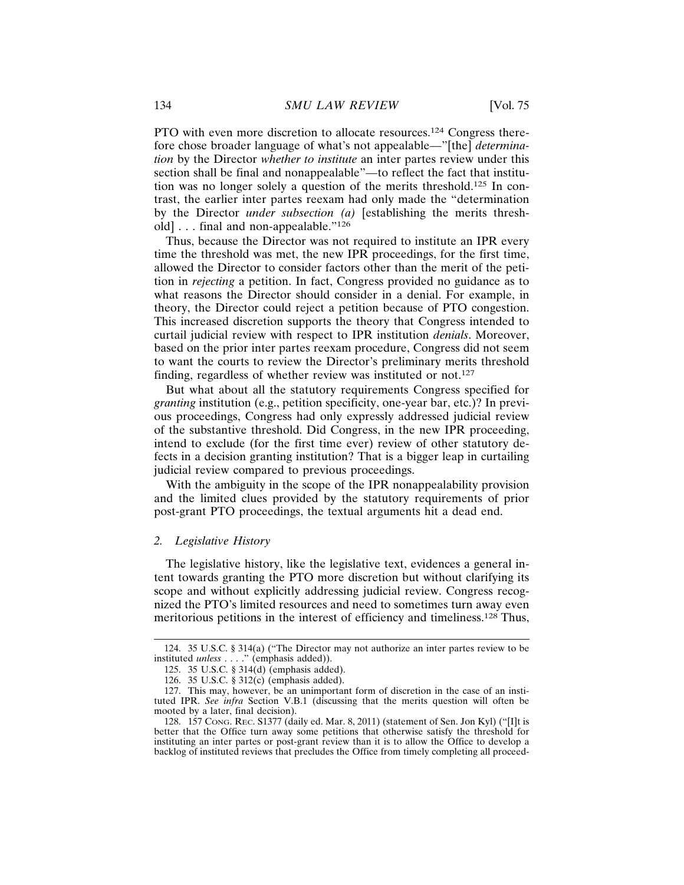PTO with even more discretion to allocate resources.[124] Congress therefore chose broader language of what's not appealable—"[the] *determination* by the Director *whether to institute* an inter partes review under this section shall be final and nonappealable"—to reflect the fact that institution was no longer solely a question of the merits threshold.[125] In contrast, the earlier inter partes reexam had only made the "determination by the Director *under subsection (a)* [establishing the merits threshold] . . . final and non-appealable."[126]

Thus, because the Director was not required to institute an IPR every time the threshold was met, the new IPR proceedings, for the first time, allowed the Director to consider factors other than the merit of the petition in *rejecting* a petition. In fact, Congress provided no guidance as to what reasons the Director should consider in a denial. For example, in theory, the Director could reject a petition because of PTO congestion. This increased discretion supports the theory that Congress intended to curtail judicial review with respect to IPR institution *denials*. Moreover, based on the prior inter partes reexam procedure, Congress did not seem to want the courts to review the Director's preliminary merits threshold finding, regardless of whether review was instituted or not.[127]

But what about all the statutory requirements Congress specified for *granting* institution (e.g., petition specificity, one-year bar, etc.)? In previous proceedings, Congress had only expressly addressed judicial review of the substantive threshold. Did Congress, in the new IPR proceeding, intend to exclude (for the first time ever) review of other statutory defects in a decision granting institution? That is a bigger leap in curtailing judicial review compared to previous proceedings.

With the ambiguity in the scope of the IPR nonappealability provision and the limited clues provided by the statutory requirements of prior post-grant PTO proceedings, the textual arguments hit a dead end.

### *2. Legislative History*

The legislative history, like the legislative text, evidences a general intent towards granting the PTO more discretion but without clarifying its scope and without explicitly addressing judicial review. Congress recognized the PTO's limited resources and need to sometimes turn away even meritorious petitions in the interest of efficiency and timeliness.[128] Thus,

---

124. 35 U.S.C. § 314(a) ("The Director may not authorize an inter partes review to be instituted *unless* . . . ." (emphasis added)).

125. 35 U.S.C. § 314(d) (emphasis added).

126. 35 U.S.C. § 312(c) (emphasis added).

127. This may, however, be an unimportant form of discretion in the case of an instituted IPR. *See infra* Section V.B.1 (discussing that the merits question will often be mooted by a later, final decision).

128. 157 CONG. REC. S1377 (daily ed. Mar. 8, 2011) (statement of Sen. Jon Kyl) ("[I]t is better that the Office turn away some petitions that otherwise satisfy the threshold for instituting an inter partes or post-grant review than it is to allow the Office to develop a backlog of instituted reviews that precludes the Office from timely completing all proceed-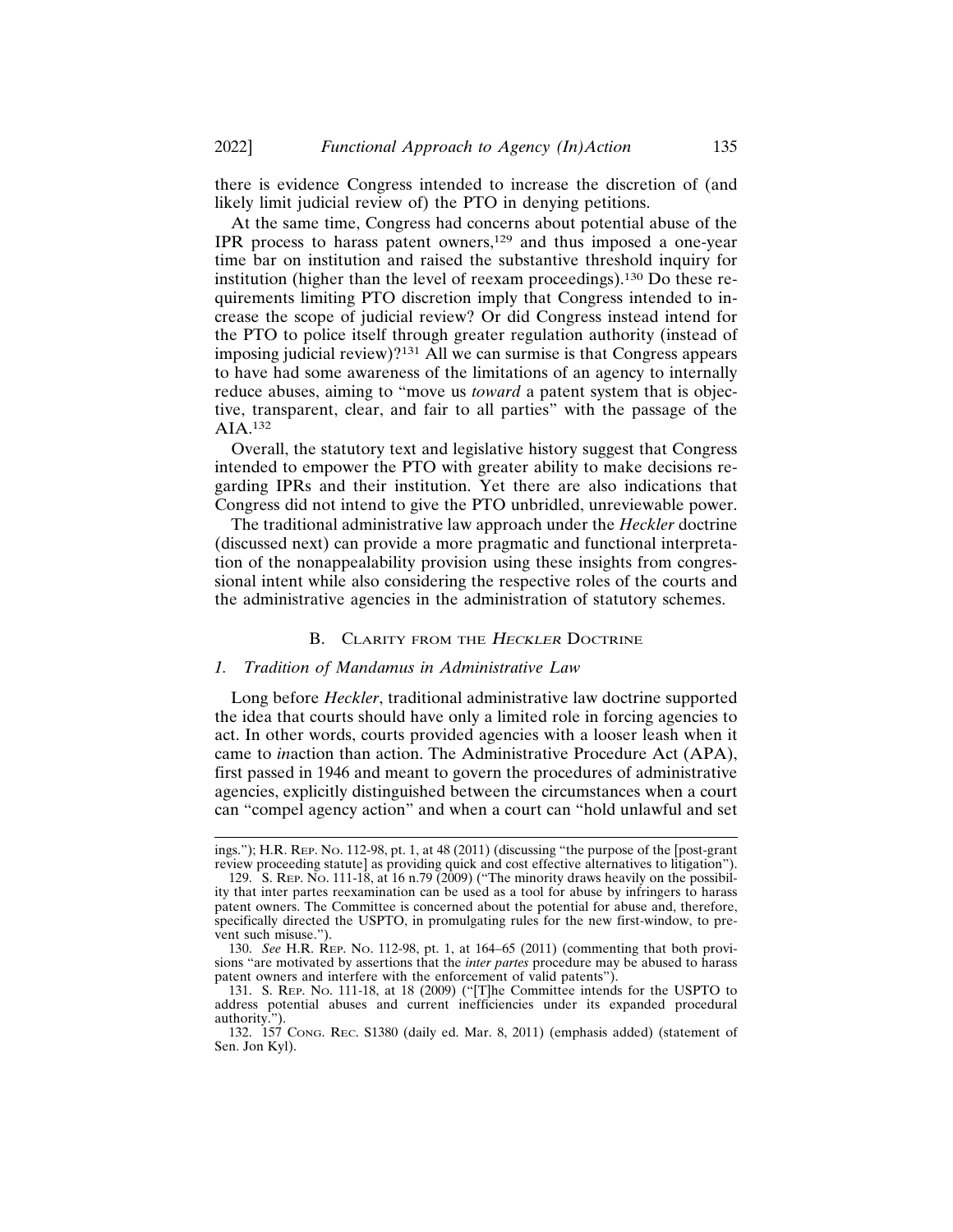there is evidence Congress intended to increase the discretion of (and likely limit judicial review of) the PTO in denying petitions.

At the same time, Congress had concerns about potential abuse of the IPR process to harass patent owners,[129] and thus imposed a one-year time bar on institution and raised the substantive threshold inquiry for institution (higher than the level of reexam proceedings).[130] Do these requirements limiting PTO discretion imply that Congress intended to increase the scope of judicial review? Or did Congress instead intend for the PTO to police itself through greater regulation authority (instead of imposing judicial review)?[131] All we can surmise is that Congress appears to have had some awareness of the limitations of an agency to internally reduce abuses, aiming to "move us *toward* a patent system that is objective, transparent, clear, and fair to all parties" with the passage of the AIA.[132]

Overall, the statutory text and legislative history suggest that Congress intended to empower the PTO with greater ability to make decisions regarding IPRs and their institution. Yet there are also indications that Congress did not intend to give the PTO unbridled, unreviewable power.

The traditional administrative law approach under the *Heckler* doctrine (discussed next) can provide a more pragmatic and functional interpretation of the nonappealability provision using these insights from congressional intent while also considering the respective roles of the courts and the administrative agencies in the administration of statutory schemes.

## B. Clarity from the *Heckler* Doctrine

### 1. Tradition of Mandamus in Administrative Law

Long before *Heckler*, traditional administrative law doctrine supported the idea that courts should have only a limited role in forcing agencies to act. In other words, courts provided agencies with a looser leash when it came to *in*action than action. The Administrative Procedure Act (APA), first passed in 1946 and meant to govern the procedures of administrative agencies, explicitly distinguished between the circumstances when a court can "compel agency action" and when a court can "hold unlawful and set

ings."); H.R. Rep. No. 112-98, pt. 1, at 48 (2011) (discussing "the purpose of the [post-grant review proceeding statute] as providing quick and cost effective alternatives to litigation").

129. S. Rep. No. 111-18, at 16 n.79 (2009) ("The minority draws heavily on the possibility that inter partes reexamination can be used as a tool for abuse by infringers to harass patent owners. The Committee is concerned about the potential for abuse and, therefore, specifically directed the USPTO, in promulgating rules for the new first-window, to prevent such misuse.").

130. *See* H.R. Rep. No. 112-98, pt. 1, at 164–65 (2011) (commenting that both provisions "are motivated by assertions that the *inter partes* procedure may be abused to harass patent owners and interfere with the enforcement of valid patents").

131. S. Rep. No. 111-18, at 18 (2009) ("[T]he Committee intends for the USPTO to address potential abuses and current inefficiencies under its expanded procedural authority.").

132. 157 Cong. Rec. S1380 (daily ed. Mar. 8, 2011) (emphasis added) (statement of Sen. Jon Kyl).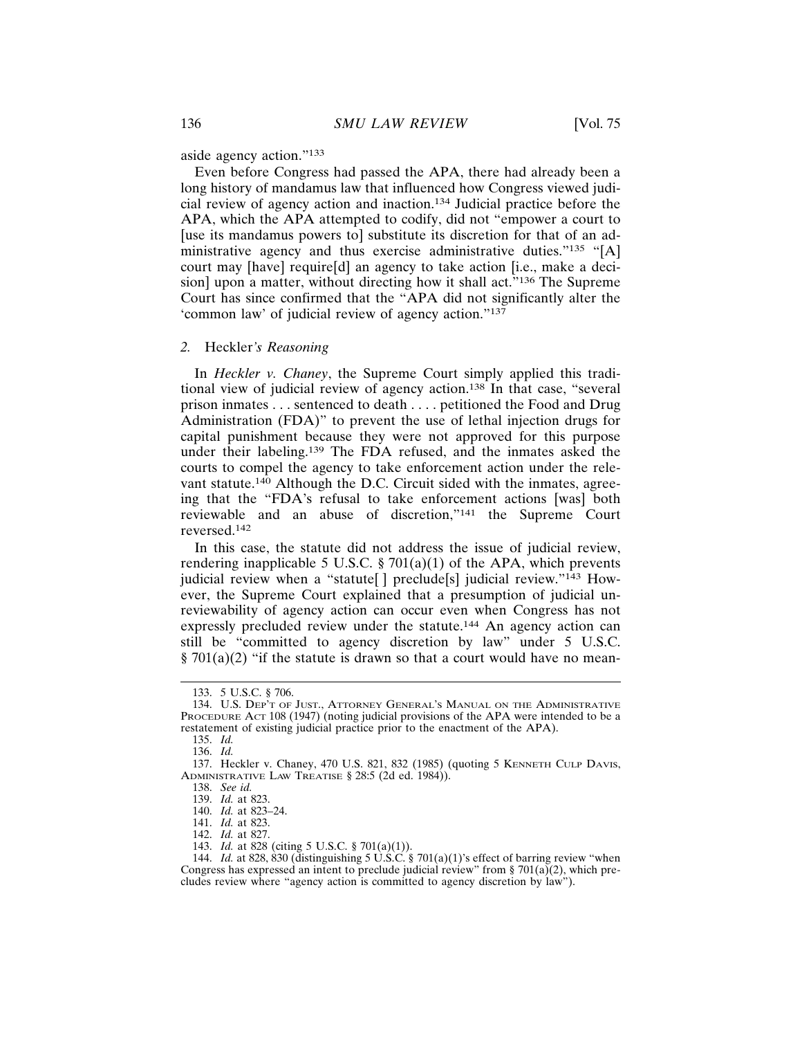aside agency action."[133]

Even before Congress had passed the APA, there had already been a long history of mandamus law that influenced how Congress viewed judicial review of agency action and inaction.[134] Judicial practice before the APA, which the APA attempted to codify, did not "empower a court to [use its mandamus powers to] substitute its discretion for that of an administrative agency and thus exercise administrative duties."[135] "[A] court may [have] require[d] an agency to take action [i.e., make a decision] upon a matter, without directing how it shall act."[136] The Supreme Court has since confirmed that the "APA did not significantly alter the 'common law' of judicial review of agency action."[137]

### 2. *Heckler's Reasoning*

In *Heckler v. Chaney*, the Supreme Court simply applied this traditional view of judicial review of agency action.[138] In that case, "several prison inmates . . . sentenced to death . . . . petitioned the Food and Drug Administration (FDA)" to prevent the use of lethal injection drugs for capital punishment because they were not approved for this purpose under their labeling.[139] The FDA refused, and the inmates asked the courts to compel the agency to take enforcement action under the relevant statute.[140] Although the D.C. Circuit sided with the inmates, agreeing that the "FDA's refusal to take enforcement actions [was] both reviewable and an abuse of discretion,"[141] the Supreme Court reversed.[142]

In this case, the statute did not address the issue of judicial review, rendering inapplicable 5 U.S.C. § 701(a)(1) of the APA, which prevents judicial review when a "statute[ ] preclude[s] judicial review."[143] However, the Supreme Court explained that a presumption of judicial unreviewability of agency action can occur even when Congress has not expressly precluded review under the statute.[144] An agency action can still be "committed to agency discretion by law" under 5 U.S.C. § 701(a)(2) "if the statute is drawn so that a court would have no mean-

---

133. 5 U.S.C. § 706.

134. U.S. Dep't of Just., Attorney General's Manual on the Administrative Procedure Act 108 (1947) (noting judicial provisions of the APA were intended to be a restatement of existing judicial practice prior to the enactment of the APA).

135. *Id.*

136. *Id.*

137. Heckler v. Chaney, 470 U.S. 821, 832 (1985) (quoting 5 Kenneth Culp Davis, Administrative Law Treatise § 28:5 (2d ed. 1984)).

138. *See id.*

139. *Id.* at 823.

140. *Id.* at 823–24.

141. *Id.* at 823.

142. *Id.* at 827.

143. *Id.* at 828 (citing 5 U.S.C. § 701(a)(1)).

144. *Id.* at 828, 830 (distinguishing 5 U.S.C. § 701(a)(1)'s effect of barring review "when Congress has expressed an intent to preclude judicial review" from § 701(a)(2), which precludes review where "agency action is committed to agency discretion by law").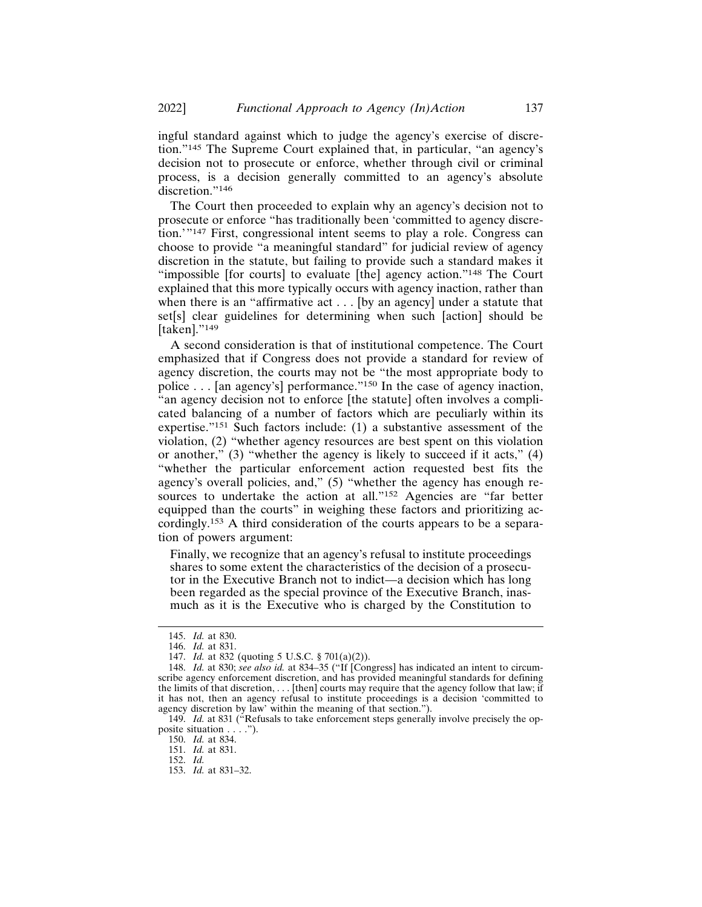ingful standard against which to judge the agency's exercise of discretion."[145] The Supreme Court explained that, in particular, "an agency's decision not to prosecute or enforce, whether through civil or criminal process, is a decision generally committed to an agency's absolute discretion."[146]

The Court then proceeded to explain why an agency's decision not to prosecute or enforce "has traditionally been 'committed to agency discretion.'"[147] First, congressional intent seems to play a role. Congress can choose to provide "a meaningful standard" for judicial review of agency discretion in the statute, but failing to provide such a standard makes it "impossible [for courts] to evaluate [the] agency action."[148] The Court explained that this more typically occurs with agency inaction, rather than when there is an "affirmative act . . . [by an agency] under a statute that set[s] clear guidelines for determining when such [action] should be [taken]."[149]

A second consideration is that of institutional competence. The Court emphasized that if Congress does not provide a standard for review of agency discretion, the courts may not be "the most appropriate body to police . . . [an agency's] performance."[150] In the case of agency inaction, "an agency decision not to enforce [the statute] often involves a complicated balancing of a number of factors which are peculiarly within its expertise."[151] Such factors include: (1) a substantive assessment of the violation, (2) "whether agency resources are best spent on this violation or another," (3) "whether the agency is likely to succeed if it acts," (4) "whether the particular enforcement action requested best fits the agency's overall policies, and," (5) "whether the agency has enough resources to undertake the action at all."[152] Agencies are "far better equipped than the courts" in weighing these factors and prioritizing accordingly.[153] A third consideration of the courts appears to be a separation of powers argument:

> Finally, we recognize that an agency's refusal to institute proceedings shares to some extent the characteristics of the decision of a prosecutor in the Executive Branch not to indict—a decision which has long been regarded as the special province of the Executive Branch, inasmuch as it is the Executive who is charged by the Constitution to

---

145. *Id.* at 830.

146. *Id.* at 831.

147. *Id.* at 832 (quoting 5 U.S.C. § 701(a)(2)).

148. *Id.* at 830; *see also id.* at 834–35 ("If [Congress] has indicated an intent to circumscribe agency enforcement discretion, and has provided meaningful standards for defining the limits of that discretion, . . . [then] courts may require that the agency follow that law; if it has not, then an agency refusal to institute proceedings is a decision 'committed to agency discretion by law' within the meaning of that section.").

149. *Id.* at 831 ("Refusals to take enforcement steps generally involve precisely the opposite situation . . . .").

150. *Id.* at 834.

151. *Id.* at 831.

152. *Id.*

153. *Id.* at 831–32.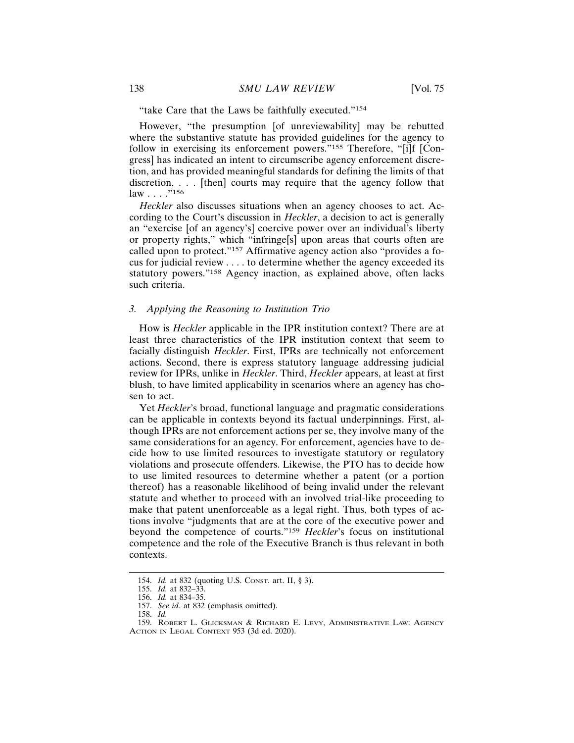"take Care that the Laws be faithfully executed."[154]

However, "the presumption [of unreviewability] may be rebutted where the substantive statute has provided guidelines for the agency to follow in exercising its enforcement powers."[155] Therefore, "[i]f [Congress] has indicated an intent to circumscribe agency enforcement discretion, and has provided meaningful standards for defining the limits of that discretion, . . . [then] courts may require that the agency follow that law . . . ."[156]

*Heckler* also discusses situations when an agency chooses to act. According to the Court's discussion in *Heckler*, a decision to act is generally an "exercise [of an agency's] coercive power over an individual's liberty or property rights," which "infringe[s] upon areas that courts often are called upon to protect."[157] Affirmative agency action also "provides a focus for judicial review . . . . to determine whether the agency exceeded its statutory powers."[158] Agency inaction, as explained above, often lacks such criteria.

### 3. *Applying the Reasoning to Institution Trio*

How is *Heckler* applicable in the IPR institution context? There are at least three characteristics of the IPR institution context that seem to facially distinguish *Heckler*. First, IPRs are technically not enforcement actions. Second, there is express statutory language addressing judicial review for IPRs, unlike in *Heckler*. Third, *Heckler* appears, at least at first blush, to have limited applicability in scenarios where an agency has chosen to act.

Yet *Heckler*'s broad, functional language and pragmatic considerations can be applicable in contexts beyond its factual underpinnings. First, although IPRs are not enforcement actions per se, they involve many of the same considerations for an agency. For enforcement, agencies have to decide how to use limited resources to investigate statutory or regulatory violations and prosecute offenders. Likewise, the PTO has to decide how to use limited resources to determine whether a patent (or a portion thereof) has a reasonable likelihood of being invalid under the relevant statute and whether to proceed with an involved trial-like proceeding to make that patent unenforceable as a legal right. Thus, both types of actions involve "judgments that are at the core of the executive power and beyond the competence of courts."[159] *Heckler*'s focus on institutional competence and the role of the Executive Branch is thus relevant in both contexts.

---

154. *Id.* at 832 (quoting U.S. CONST. art. II, § 3).

155. *Id.* at 832–33.

156. *Id.* at 834–35.

157. *See id.* at 832 (emphasis omitted).

158. *Id.*

159. ROBERT L. GLICKSMAN & RICHARD E. LEVY, ADMINISTRATIVE LAW: AGENCY ACTION IN LEGAL CONTEXT 953 (3d ed. 2020).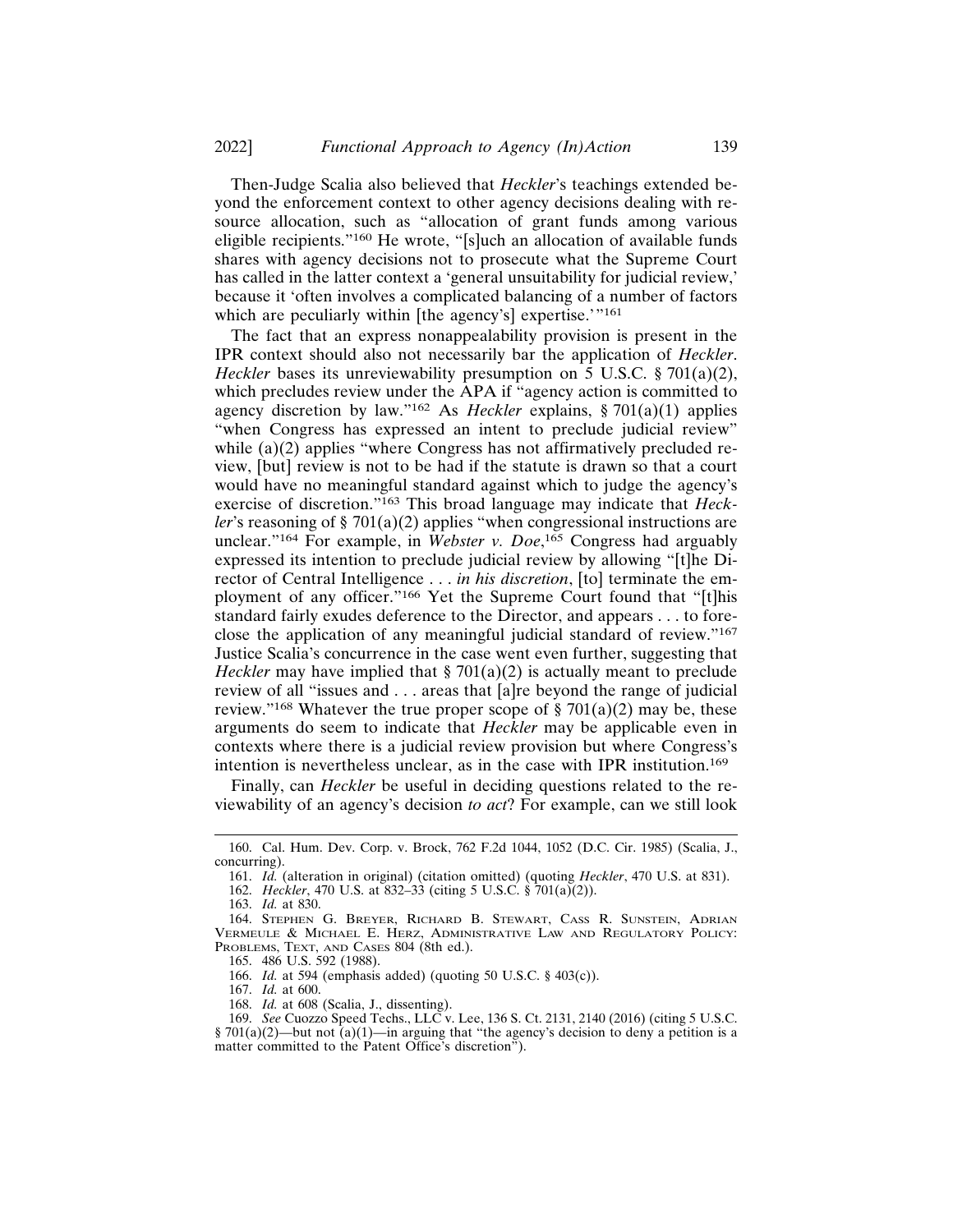Then-Judge Scalia also believed that *Heckler*'s teachings extended beyond the enforcement context to other agency decisions dealing with resource allocation, such as "allocation of grant funds among various eligible recipients."[160] He wrote, "[s]uch an allocation of available funds shares with agency decisions not to prosecute what the Supreme Court has called in the latter context a 'general unsuitability for judicial review,' because it 'often involves a complicated balancing of a number of factors which are peculiarly within [the agency's] expertise.'"[161]

The fact that an express nonappealability provision is present in the IPR context should also not necessarily bar the application of *Heckler*. *Heckler* bases its unreviewability presumption on 5 U.S.C. § 701(a)(2), which precludes review under the APA if "agency action is committed to agency discretion by law."[162] As *Heckler* explains, § 701(a)(1) applies "when Congress has expressed an intent to preclude judicial review" while (a)(2) applies "where Congress has not affirmatively precluded review, [but] review is not to be had if the statute is drawn so that a court would have no meaningful standard against which to judge the agency's exercise of discretion."[163] This broad language may indicate that *Heckler*'s reasoning of § 701(a)(2) applies "when congressional instructions are unclear."[164] For example, in *Webster v. Doe*,[165] Congress had arguably expressed its intention to preclude judicial review by allowing "[t]he Director of Central Intelligence . . . *in his discretion*, [to] terminate the employment of any officer."[166] Yet the Supreme Court found that "[t]his standard fairly exudes deference to the Director, and appears . . . to foreclose the application of any meaningful judicial standard of review."[167] Justice Scalia's concurrence in the case went even further, suggesting that *Heckler* may have implied that § 701(a)(2) is actually meant to preclude review of all "issues and . . . areas that [a]re beyond the range of judicial review."[168] Whatever the true proper scope of § 701(a)(2) may be, these arguments do seem to indicate that *Heckler* may be applicable even in contexts where there is a judicial review provision but where Congress's intention is nevertheless unclear, as in the case with IPR institution.[169]

Finally, can *Heckler* be useful in deciding questions related to the reviewability of an agency's decision *to act*? For example, can we still look

160. Cal. Hum. Dev. Corp. v. Brock, 762 F.2d 1044, 1052 (D.C. Cir. 1985) (Scalia, J., concurring).

161. *Id.* (alteration in original) (citation omitted) (quoting *Heckler*, 470 U.S. at 831).

162. *Heckler*, 470 U.S. at 832–33 (citing 5 U.S.C. § 701(a)(2)).

163. *Id.* at 830.

164. Stephen G. Breyer, Richard B. Stewart, Cass R. Sunstein, Adrian Vermeule & Michael E. Herz, Administrative Law and Regulatory Policy: Problems, Text, and Cases 804 (8th ed.).

165. 486 U.S. 592 (1988).

166. *Id.* at 594 (emphasis added) (quoting 50 U.S.C. § 403(c)).

167. *Id.* at 600.

168. *Id.* at 608 (Scalia, J., dissenting).

169. *See* Cuozzo Speed Techs., LLC v. Lee, 136 S. Ct. 2131, 2140 (2016) (citing 5 U.S.C. § 701(a)(2)—but not (a)(1)—in arguing that "the agency's decision to deny a petition is a matter committed to the Patent Office's discretion").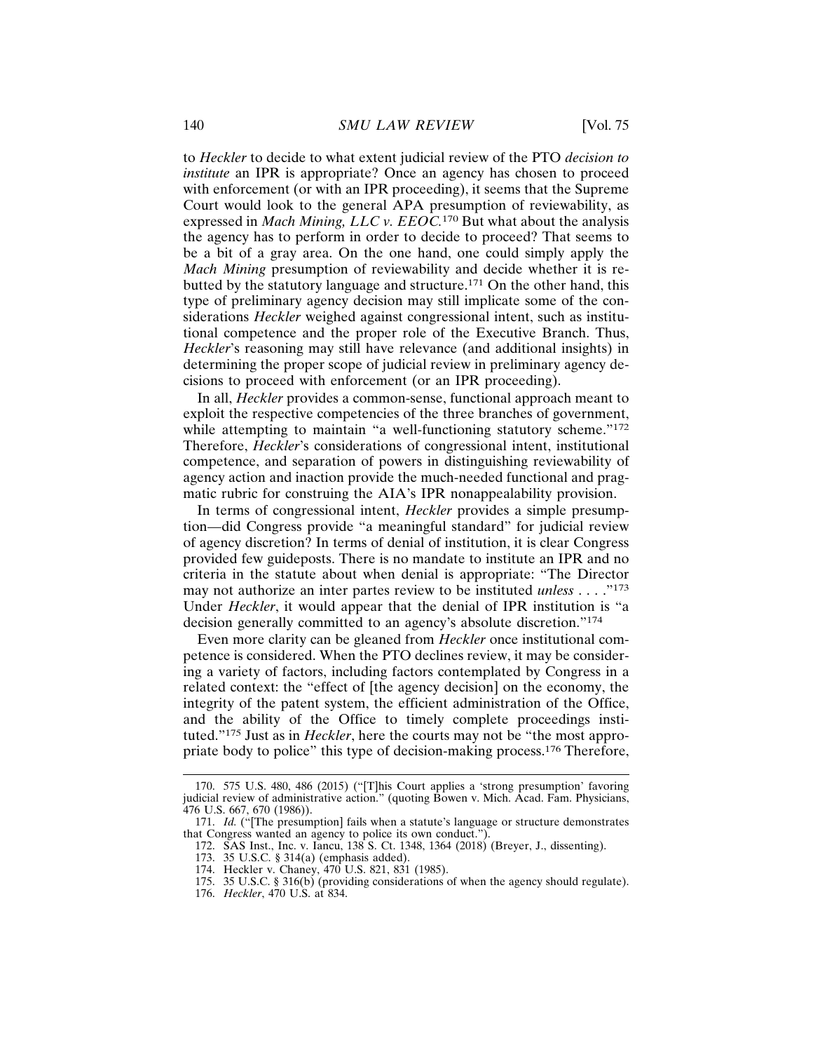to *Heckler* to decide to what extent judicial review of the PTO *decision to institute* an IPR is appropriate? Once an agency has chosen to proceed with enforcement (or with an IPR proceeding), it seems that the Supreme Court would look to the general APA presumption of reviewability, as expressed in *Mach Mining, LLC v. EEOC*.[170] But what about the analysis the agency has to perform in order to decide to proceed? That seems to be a bit of a gray area. On the one hand, one could simply apply the *Mach Mining* presumption of reviewability and decide whether it is rebutted by the statutory language and structure.[171] On the other hand, this type of preliminary agency decision may still implicate some of the considerations *Heckler* weighed against congressional intent, such as institutional competence and the proper role of the Executive Branch. Thus, *Heckler*'s reasoning may still have relevance (and additional insights) in determining the proper scope of judicial review in preliminary agency decisions to proceed with enforcement (or an IPR proceeding).

In all, *Heckler* provides a common-sense, functional approach meant to exploit the respective competencies of the three branches of government, while attempting to maintain "a well-functioning statutory scheme."[172] Therefore, *Heckler*'s considerations of congressional intent, institutional competence, and separation of powers in distinguishing reviewability of agency action and inaction provide the much-needed functional and pragmatic rubric for construing the AIA's IPR nonappealability provision.

In terms of congressional intent, *Heckler* provides a simple presumption—did Congress provide "a meaningful standard" for judicial review of agency discretion? In terms of denial of institution, it is clear Congress provided few guideposts. There is no mandate to institute an IPR and no criteria in the statute about when denial is appropriate: "The Director may not authorize an inter partes review to be instituted *unless* . . . ."[173] Under *Heckler*, it would appear that the denial of IPR institution is "a decision generally committed to an agency's absolute discretion."[174]

Even more clarity can be gleaned from *Heckler* once institutional competence is considered. When the PTO declines review, it may be considering a variety of factors, including factors contemplated by Congress in a related context: the "effect of [the agency decision] on the economy, the integrity of the patent system, the efficient administration of the Office, and the ability of the Office to timely complete proceedings instituted."[175] Just as in *Heckler*, here the courts may not be "the most appropriate body to police" this type of decision-making process.[176] Therefore,

---

170. 575 U.S. 480, 486 (2015) ("[T]his Court applies a 'strong presumption' favoring judicial review of administrative action." (quoting Bowen v. Mich. Acad. Fam. Physicians, 476 U.S. 667, 670 (1986)).

171. *Id.* ("[The presumption] fails when a statute's language or structure demonstrates that Congress wanted an agency to police its own conduct.").

172. SAS Inst., Inc. v. Iancu, 138 S. Ct. 1348, 1364 (2018) (Breyer, J., dissenting).

173. 35 U.S.C. § 314(a) (emphasis added).

174. Heckler v. Chaney, 470 U.S. 821, 831 (1985).

175. 35 U.S.C. § 316(b) (providing considerations of when the agency should regulate).

176. *Heckler*, 470 U.S. at 834.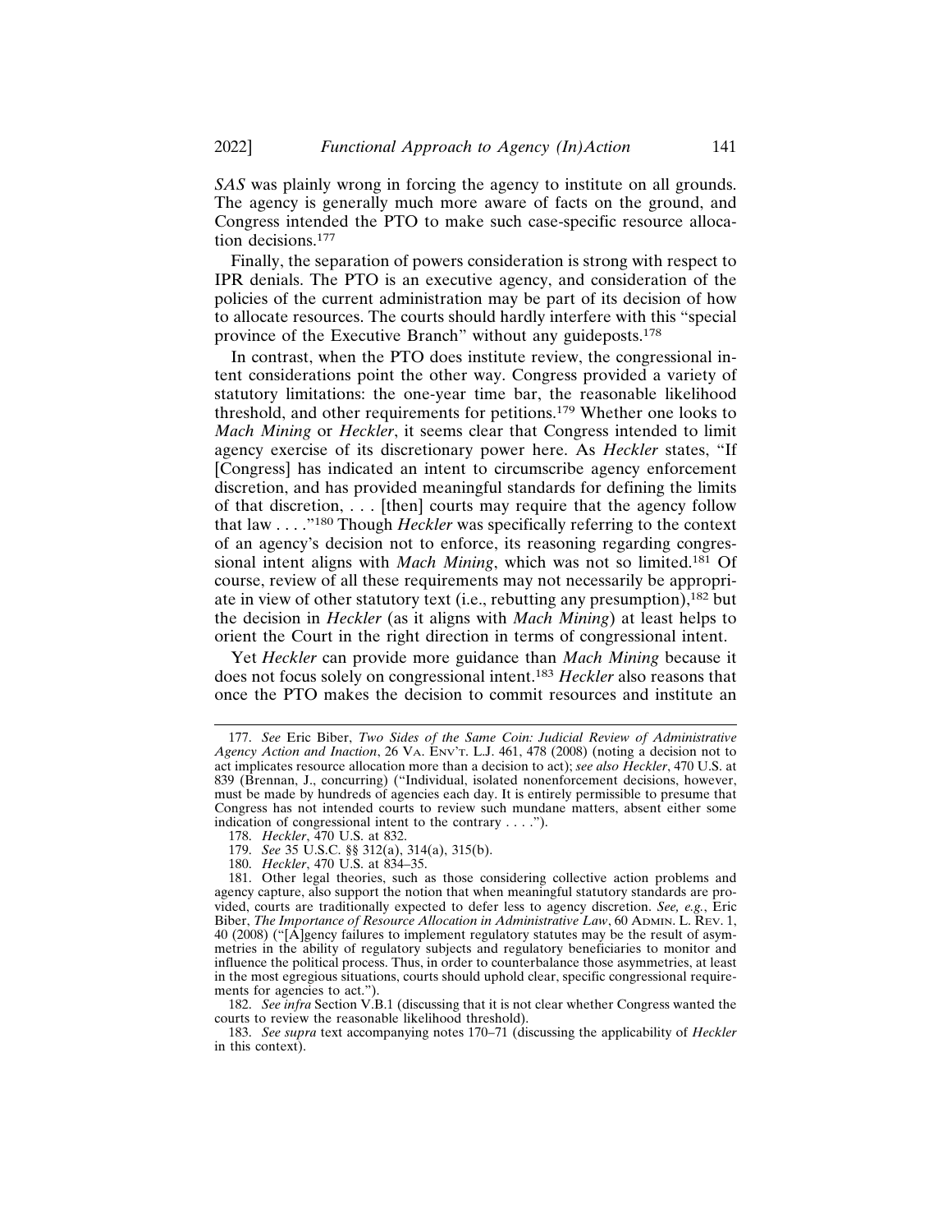*SAS* was plainly wrong in forcing the agency to institute on all grounds. The agency is generally much more aware of facts on the ground, and Congress intended the PTO to make such case-specific resource allocation decisions.[177]

Finally, the separation of powers consideration is strong with respect to IPR denials. The PTO is an executive agency, and consideration of the policies of the current administration may be part of its decision of how to allocate resources. The courts should hardly interfere with this "special province of the Executive Branch" without any guideposts.[178]

In contrast, when the PTO does institute review, the congressional intent considerations point the other way. Congress provided a variety of statutory limitations: the one-year time bar, the reasonable likelihood threshold, and other requirements for petitions.[179] Whether one looks to *Mach Mining* or *Heckler*, it seems clear that Congress intended to limit agency exercise of its discretionary power here. As *Heckler* states, "If [Congress] has indicated an intent to circumscribe agency enforcement discretion, and has provided meaningful standards for defining the limits of that discretion, . . . [then] courts may require that the agency follow that law . . . ."[180] Though *Heckler* was specifically referring to the context of an agency's decision not to enforce, its reasoning regarding congressional intent aligns with *Mach Mining*, which was not so limited.[181] Of course, review of all these requirements may not necessarily be appropriate in view of other statutory text (i.e., rebutting any presumption),[182] but the decision in *Heckler* (as it aligns with *Mach Mining*) at least helps to orient the Court in the right direction in terms of congressional intent.

Yet *Heckler* can provide more guidance than *Mach Mining* because it does not focus solely on congressional intent.[183] *Heckler* also reasons that once the PTO makes the decision to commit resources and institute an

---

177. *See* Eric Biber, *Two Sides of the Same Coin: Judicial Review of Administrative Agency Action and Inaction*, 26 VA. ENV'T. L.J. 461, 478 (2008) (noting a decision not to act implicates resource allocation more than a decision to act); *see also Heckler*, 470 U.S. at 839 (Brennan, J., concurring) ("Individual, isolated nonenforcement decisions, however, must be made by hundreds of agencies each day. It is entirely permissible to presume that Congress has not intended courts to review such mundane matters, absent either some indication of congressional intent to the contrary . . . .").

178. *Heckler*, 470 U.S. at 832.

179. *See* 35 U.S.C. §§ 312(a), 314(a), 315(b).

180. *Heckler*, 470 U.S. at 834–35.

181. Other legal theories, such as those considering collective action problems and agency capture, also support the notion that when meaningful statutory standards are provided, courts are traditionally expected to defer less to agency discretion. *See, e.g.*, Eric Biber, *The Importance of Resource Allocation in Administrative Law*, 60 ADMIN. L. REV. 1, 40 (2008) ("[A]gency failures to implement regulatory statutes may be the result of asymmetries in the ability of regulatory subjects and regulatory beneficiaries to monitor and influence the political process. Thus, in order to counterbalance those asymmetries, at least in the most egregious situations, courts should uphold clear, specific congressional requirements for agencies to act.").

182. *See infra* Section V.B.1 (discussing that it is not clear whether Congress wanted the courts to review the reasonable likelihood threshold).

183. *See supra* text accompanying notes 170–71 (discussing the applicability of *Heckler* in this context).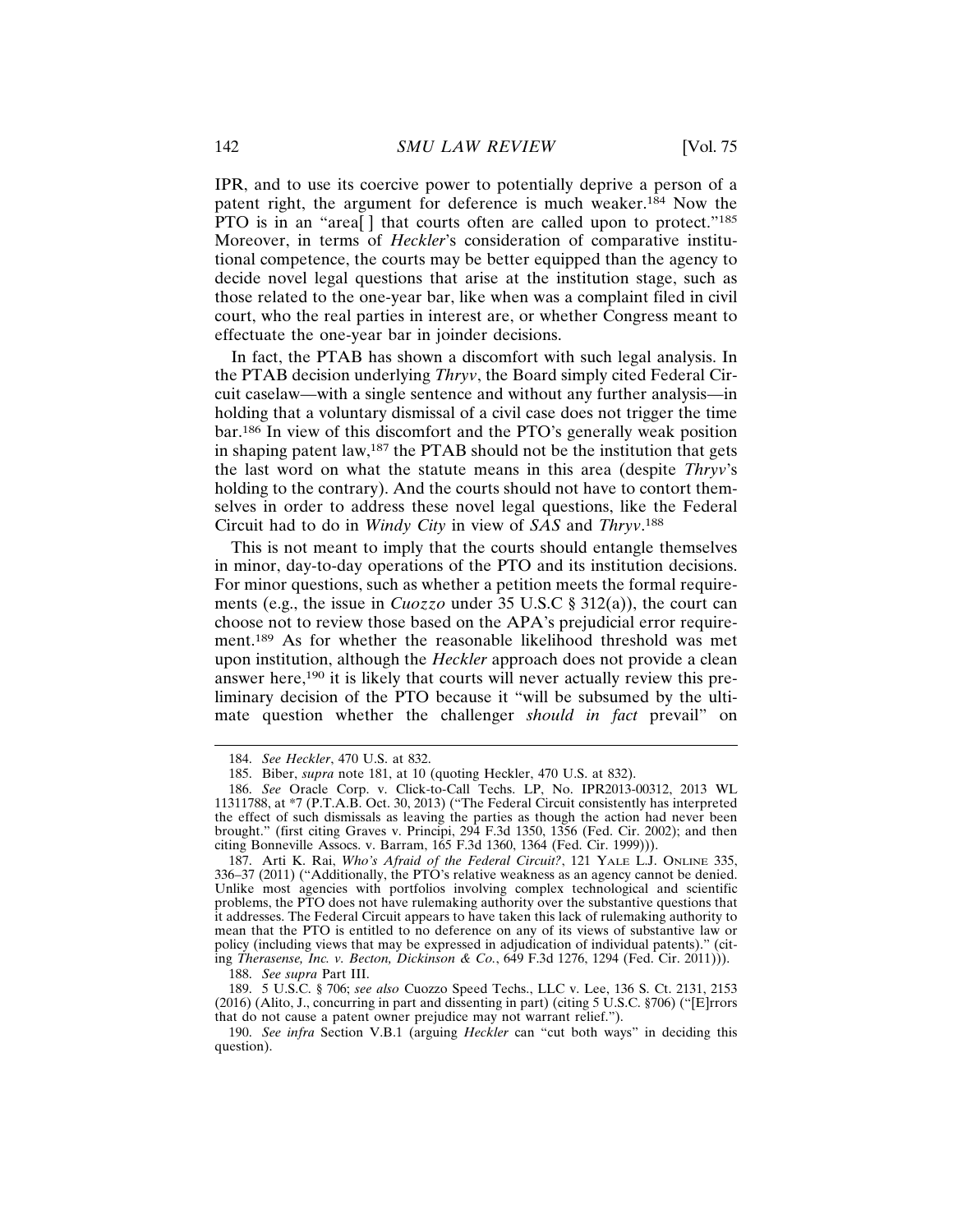IPR, and to use its coercive power to potentially deprive a person of a patent right, the argument for deference is much weaker.[184] Now the PTO is in an "area[ ] that courts often are called upon to protect."[185] Moreover, in terms of *Heckler*'s consideration of comparative institutional competence, the courts may be better equipped than the agency to decide novel legal questions that arise at the institution stage, such as those related to the one-year bar, like when was a complaint filed in civil court, who the real parties in interest are, or whether Congress meant to effectuate the one-year bar in joinder decisions.

In fact, the PTAB has shown a discomfort with such legal analysis. In the PTAB decision underlying *Thryv*, the Board simply cited Federal Circuit caselaw—with a single sentence and without any further analysis—in holding that a voluntary dismissal of a civil case does not trigger the time bar.[186] In view of this discomfort and the PTO's generally weak position in shaping patent law,[187] the PTAB should not be the institution that gets the last word on what the statute means in this area (despite *Thryv*'s holding to the contrary). And the courts should not have to contort themselves in order to address these novel legal questions, like the Federal Circuit had to do in *Windy City* in view of *SAS* and *Thryv*.[188]

This is not meant to imply that the courts should entangle themselves in minor, day-to-day operations of the PTO and its institution decisions. For minor questions, such as whether a petition meets the formal requirements (e.g., the issue in *Cuozzo* under 35 U.S.C § 312(a)), the court can choose not to review those based on the APA's prejudicial error requirement.[189] As for whether the reasonable likelihood threshold was met upon institution, although the *Heckler* approach does not provide a clean answer here,[190] it is likely that courts will never actually review this preliminary decision of the PTO because it "will be subsumed by the ultimate question whether the challenger *should in fact* prevail" on

---

184. *See Heckler*, 470 U.S. at 832.

185. Biber, *supra* note 181, at 10 (quoting Heckler, 470 U.S. at 832).

186. *See* Oracle Corp. v. Click-to-Call Techs. LP, No. IPR2013-00312, 2013 WL 11311788, at *7 (P.T.A.B. Oct. 30, 2013) ("The Federal Circuit consistently has interpreted the effect of such dismissals as leaving the parties as though the action had never been brought." (first citing Graves v. Principi, 294 F.3d 1350, 1356 (Fed. Cir. 2002); and then citing Bonneville Assocs. v. Barram, 165 F.3d 1360, 1364 (Fed. Cir. 1999))).

187. Arti K. Rai, *Who's Afraid of the Federal Circuit?*, 121 YALE L.J. ONLINE 335, 336–37 (2011) ("Additionally, the PTO's relative weakness as an agency cannot be denied. Unlike most agencies with portfolios involving complex technological and scientific problems, the PTO does not have rulemaking authority over the substantive questions that it addresses. The Federal Circuit appears to have taken this lack of rulemaking authority to mean that the PTO is entitled to no deference on any of its views of substantive law or policy (including views that may be expressed in adjudication of individual patents)." (citing *Therasense, Inc. v. Becton, Dickinson & Co.*, 649 F.3d 1276, 1294 (Fed. Cir. 2011))).

188. *See supra* Part III.

189. 5 U.S.C. § 706; *see also* Cuozzo Speed Techs., LLC v. Lee, 136 S. Ct. 2131, 2153 (2016) (Alito, J., concurring in part and dissenting in part) (citing 5 U.S.C. §706) ("[E]rrors that do not cause a patent owner prejudice may not warrant relief.").

190. *See infra* Section V.B.1 (arguing *Heckler* can "cut both ways" in deciding this question).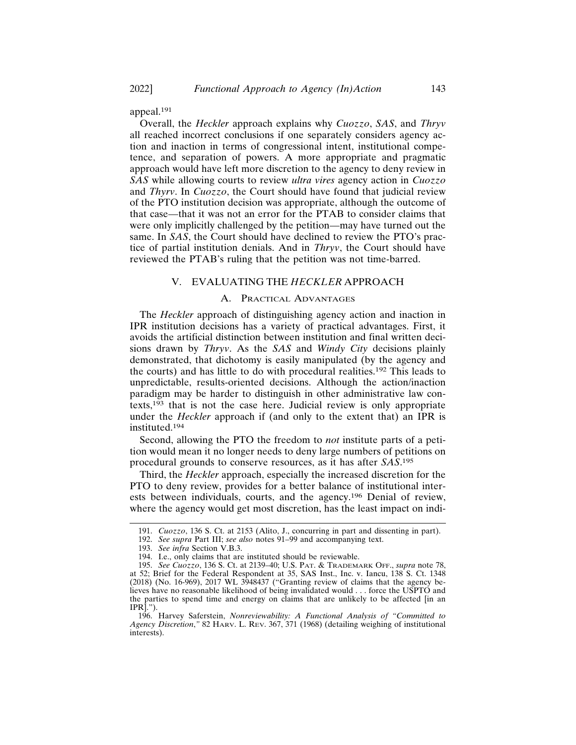appeal.[191]

Overall, the *Heckler* approach explains why *Cuozzo*, *SAS*, and *Thryv* all reached incorrect conclusions if one separately considers agency action and inaction in terms of congressional intent, institutional competence, and separation of powers. A more appropriate and pragmatic approach would have left more discretion to the agency to deny review in *SAS* while allowing courts to review *ultra vires* agency action in *Cuozzo* and *Thyrv*. In *Cuozzo*, the Court should have found that judicial review of the PTO institution decision was appropriate, although the outcome of that case—that it was not an error for the PTAB to consider claims that were only implicitly challenged by the petition—may have turned out the same. In *SAS*, the Court should have declined to review the PTO's practice of partial institution denials. And in *Thryv*, the Court should have reviewed the PTAB's ruling that the petition was not time-barred.

## V. EVALUATING THE *HECKLER* APPROACH

### A. Practical Advantages

The *Heckler* approach of distinguishing agency action and inaction in IPR institution decisions has a variety of practical advantages. First, it avoids the artificial distinction between institution and final written decisions drawn by *Thryv*. As the *SAS* and *Windy City* decisions plainly demonstrated, that dichotomy is easily manipulated (by the agency and the courts) and has little to do with procedural realities.[192] This leads to unpredictable, results-oriented decisions. Although the action/inaction paradigm may be harder to distinguish in other administrative law contexts,[193] that is not the case here. Judicial review is only appropriate under the *Heckler* approach if (and only to the extent that) an IPR is instituted.[194]

Second, allowing the PTO the freedom to *not* institute parts of a petition would mean it no longer needs to deny large numbers of petitions on procedural grounds to conserve resources, as it has after *SAS*.[195]

Third, the *Heckler* approach, especially the increased discretion for the PTO to deny review, provides for a better balance of institutional interests between individuals, courts, and the agency.[196] Denial of review, where the agency would get most discretion, has the least impact on indi-

---

191. *Cuozzo*, 136 S. Ct. at 2153 (Alito, J., concurring in part and dissenting in part).

192. *See supra* Part III; *see also* notes 91–99 and accompanying text.

193. *See infra* Section V.B.3.

194. I.e., only claims that are instituted should be reviewable.

195. *See Cuozzo*, 136 S. Ct. at 2139–40; U.S. Pat. & Trademark Off., *supra* note 78, at 52; Brief for the Federal Respondent at 35, SAS Inst., Inc. v. Iancu, 138 S. Ct. 1348 (2018) (No. 16-969), 2017 WL 3948437 ("Granting review of claims that the agency believes have no reasonable likelihood of being invalidated would . . . force the USPTO and the parties to spend time and energy on claims that are unlikely to be affected [in an IPR].").

196. Harvey Saferstein, *Nonreviewability: A Functional Analysis of "Committed to Agency Discretion*,*"* 82 Harv. L. Rev. 367, 371 (1968) (detailing weighing of institutional interests).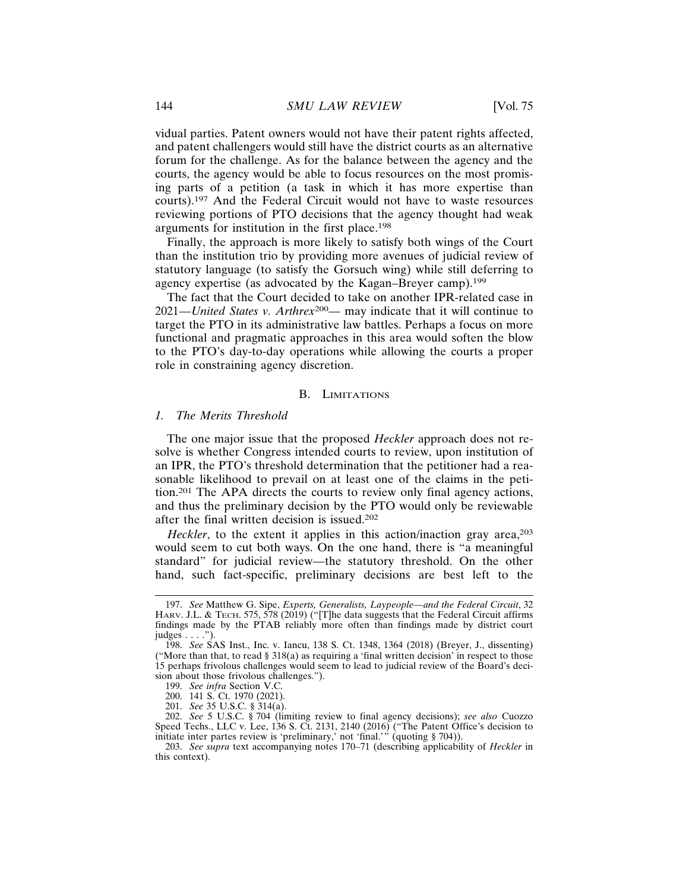vidual parties. Patent owners would not have their patent rights affected, and patent challengers would still have the district courts as an alternative forum for the challenge. As for the balance between the agency and the courts, the agency would be able to focus resources on the most promising parts of a petition (a task in which it has more expertise than courts).[197] And the Federal Circuit would not have to waste resources reviewing portions of PTO decisions that the agency thought had weak arguments for institution in the first place.[198]

Finally, the approach is more likely to satisfy both wings of the Court than the institution trio by providing more avenues of judicial review of statutory language (to satisfy the Gorsuch wing) while still deferring to agency expertise (as advocated by the Kagan–Breyer camp).[199]

The fact that the Court decided to take on another IPR-related case in 2021—*United States v. Arthrex*[200]— may indicate that it will continue to target the PTO in its administrative law battles. Perhaps a focus on more functional and pragmatic approaches in this area would soften the blow to the PTO's day-to-day operations while allowing the courts a proper role in constraining agency discretion.

## B. Limitations

### *1. The Merits Threshold*

The one major issue that the proposed *Heckler* approach does not resolve is whether Congress intended courts to review, upon institution of an IPR, the PTO's threshold determination that the petitioner had a reasonable likelihood to prevail on at least one of the claims in the petition.[201] The APA directs the courts to review only final agency actions, and thus the preliminary decision by the PTO would only be reviewable after the final written decision is issued.[202]

*Heckler*, to the extent it applies in this action/inaction gray area,[203] would seem to cut both ways. On the one hand, there is "a meaningful standard" for judicial review—the statutory threshold. On the other hand, such fact-specific, preliminary decisions are best left to the

---

197. *See* Matthew G. Sipe, *Experts, Generalists, Laypeople—and the Federal Circuit*, 32 Harv. J.L. & Tech. 575, 578 (2019) ("[T]he data suggests that the Federal Circuit affirms findings made by the PTAB reliably more often than findings made by district court judges . . . .").

198. *See* SAS Inst., Inc. v. Iancu, 138 S. Ct. 1348, 1364 (2018) (Breyer, J., dissenting) ("More than that, to read § 318(a) as requiring a 'final written decision' in respect to those 15 perhaps frivolous challenges would seem to lead to judicial review of the Board's decision about those frivolous challenges.").

199. *See infra* Section V.C.

200. 141 S. Ct. 1970 (2021).

201. *See* 35 U.S.C. § 314(a).

202. *See* 5 U.S.C. § 704 (limiting review to final agency decisions); *see also* Cuozzo Speed Techs., LLC v. Lee, 136 S. Ct. 2131, 2140 (2016) ("The Patent Office's decision to initiate inter partes review is 'preliminary,' not 'final.'" (quoting § 704)).

203. *See supra* text accompanying notes 170–71 (describing applicability of *Heckler* in this context).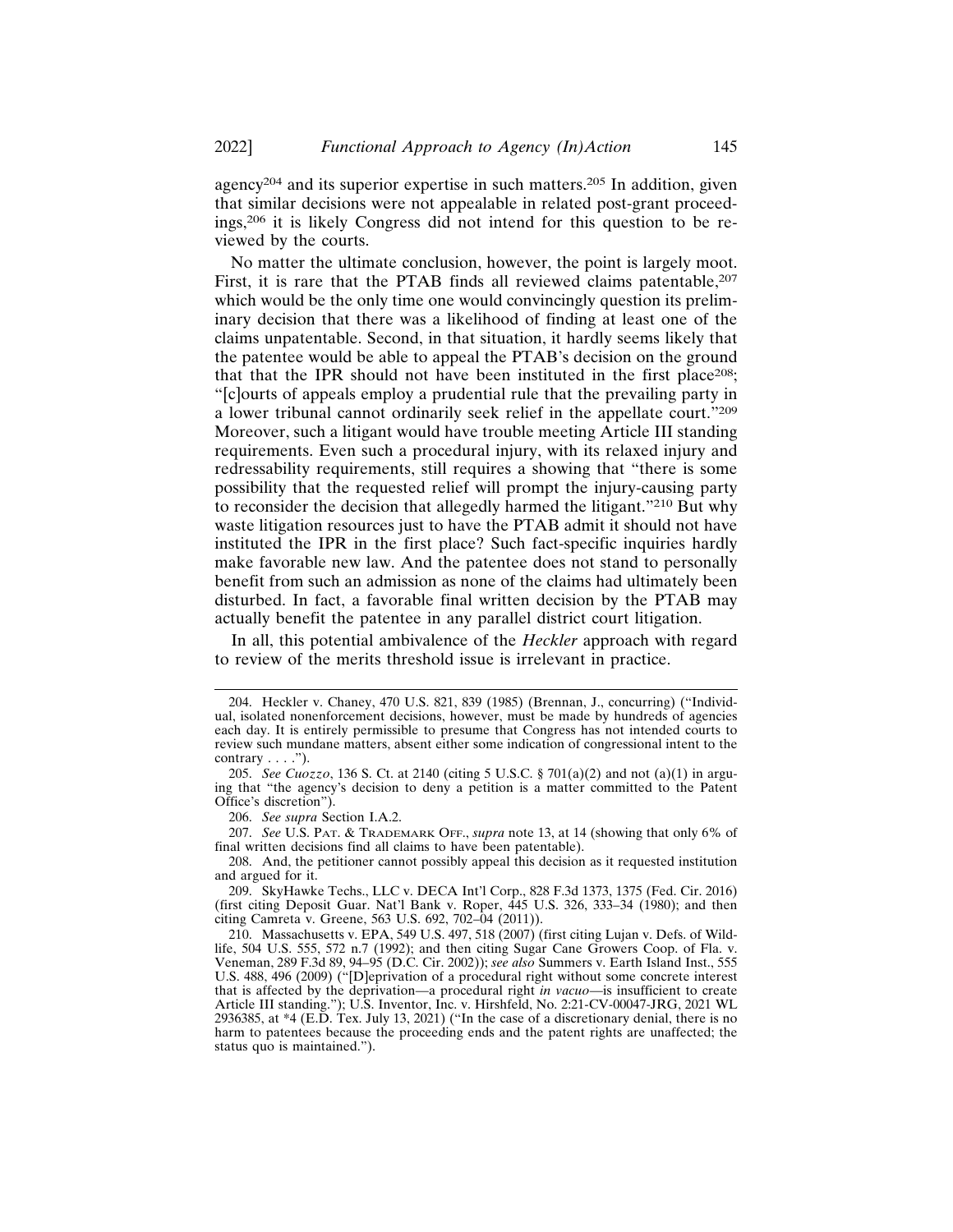agency[204] and its superior expertise in such matters.[205] In addition, given that similar decisions were not appealable in related post-grant proceedings,[206] it is likely Congress did not intend for this question to be reviewed by the courts.

No matter the ultimate conclusion, however, the point is largely moot. First, it is rare that the PTAB finds all reviewed claims patentable,[207] which would be the only time one would convincingly question its preliminary decision that there was a likelihood of finding at least one of the claims unpatentable. Second, in that situation, it hardly seems likely that the patentee would be able to appeal the PTAB's decision on the ground that that the IPR should not have been instituted in the first place[208]; "[c]ourts of appeals employ a prudential rule that the prevailing party in a lower tribunal cannot ordinarily seek relief in the appellate court."[209] Moreover, such a litigant would have trouble meeting Article III standing requirements. Even such a procedural injury, with its relaxed injury and redressability requirements, still requires a showing that "there is some possibility that the requested relief will prompt the injury-causing party to reconsider the decision that allegedly harmed the litigant."[210] But why waste litigation resources just to have the PTAB admit it should not have instituted the IPR in the first place? Such fact-specific inquiries hardly make favorable new law. And the patentee does not stand to personally benefit from such an admission as none of the claims had ultimately been disturbed. In fact, a favorable final written decision by the PTAB may actually benefit the patentee in any parallel district court litigation.

In all, this potential ambivalence of the *Heckler* approach with regard to review of the merits threshold issue is irrelevant in practice.

---

204. Heckler v. Chaney, 470 U.S. 821, 839 (1985) (Brennan, J., concurring) ("Individual, isolated nonenforcement decisions, however, must be made by hundreds of agencies each day. It is entirely permissible to presume that Congress has not intended courts to review such mundane matters, absent either some indication of congressional intent to the contrary . . . .").

205. *See Cuozzo*, 136 S. Ct. at 2140 (citing 5 U.S.C. § 701(a)(2) and not (a)(1) in arguing that "the agency's decision to deny a petition is a matter committed to the Patent Office's discretion").

206. *See supra* Section I.A.2.

207. *See* U.S. PAT. & TRADEMARK OFF., *supra* note 13, at 14 (showing that only 6% of final written decisions find all claims to have been patentable).

208. And, the petitioner cannot possibly appeal this decision as it requested institution and argued for it.

209. SkyHawke Techs., LLC v. DECA Int'l Corp., 828 F.3d 1373, 1375 (Fed. Cir. 2016) (first citing Deposit Guar. Nat'l Bank v. Roper, 445 U.S. 326, 333–34 (1980); and then citing Camreta v. Greene, 563 U.S. 692, 702–04 (2011)).

210. Massachusetts v. EPA, 549 U.S. 497, 518 (2007) (first citing Lujan v. Defs. of Wildlife, 504 U.S. 555, 572 n.7 (1992); and then citing Sugar Cane Growers Coop. of Fla. v. Veneman, 289 F.3d 89, 94–95 (D.C. Cir. 2002)); *see also* Summers v. Earth Island Inst., 555 U.S. 488, 496 (2009) ("[D]eprivation of a procedural right without some concrete interest that is affected by the deprivation—a procedural right *in vacuo*—is insufficient to create Article III standing."); U.S. Inventor, Inc. v. Hirshfeld, No. 2:21-CV-00047-JRG, 2021 WL 2936385, at *4 (E.D. Tex. July 13, 2021) ("In the case of a discretionary denial, there is no harm to patentees because the proceeding ends and the patent rights are unaffected; the status quo is maintained.").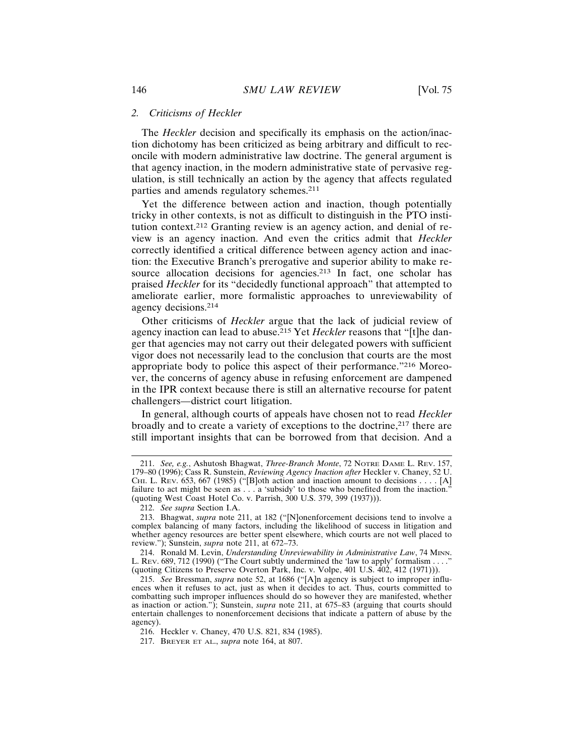### 2. *Criticisms of Heckler*

The *Heckler* decision and specifically its emphasis on the action/inaction dichotomy has been criticized as being arbitrary and difficult to reconcile with modern administrative law doctrine. The general argument is that agency inaction, in the modern administrative state of pervasive regulation, is still technically an action by the agency that affects regulated parties and amends regulatory schemes.[211]

Yet the difference between action and inaction, though potentially tricky in other contexts, is not as difficult to distinguish in the PTO institution context.[212] Granting review is an agency action, and denial of review is an agency inaction. And even the critics admit that *Heckler* correctly identified a critical difference between agency action and inaction: the Executive Branch's prerogative and superior ability to make resource allocation decisions for agencies.[213] In fact, one scholar has praised *Heckler* for its "decidedly functional approach" that attempted to ameliorate earlier, more formalistic approaches to unreviewability of agency decisions.[214]

Other criticisms of *Heckler* argue that the lack of judicial review of agency inaction can lead to abuse.[215] Yet *Heckler* reasons that "[t]he danger that agencies may not carry out their delegated powers with sufficient vigor does not necessarily lead to the conclusion that courts are the most appropriate body to police this aspect of their performance."[216] Moreover, the concerns of agency abuse in refusing enforcement are dampened in the IPR context because there is still an alternative recourse for patent challengers—district court litigation.

In general, although courts of appeals have chosen not to read *Heckler* broadly and to create a variety of exceptions to the doctrine,[217] there are still important insights that can be borrowed from that decision. And a

---

211. *See, e.g.*, Ashutosh Bhagwat, *Three-Branch Monte*, 72 NOTRE DAME L. REV. 157, 179–80 (1996); Cass R. Sunstein, *Reviewing Agency Inaction after* Heckler v. Chaney, 52 U. CHI. L. REV. 653, 667 (1985) ("[B]oth action and inaction amount to decisions . . . . [A] failure to act might be seen as . . . a 'subsidy' to those who benefited from the inaction." (quoting West Coast Hotel Co. v. Parrish, 300 U.S. 379, 399 (1937))).

212. *See supra* Section I.A.

213. Bhagwat, *supra* note 211, at 182 ("[N]onenforcement decisions tend to involve a complex balancing of many factors, including the likelihood of success in litigation and whether agency resources are better spent elsewhere, which courts are not well placed to review."); Sunstein, *supra* note 211, at 672–73.

214. Ronald M. Levin, *Understanding Unreviewability in Administrative Law*, 74 MINN. L. REV. 689, 712 (1990) ("The Court subtly undermined the 'law to apply' formalism . . . ." (quoting Citizens to Preserve Overton Park, Inc. v. Volpe, 401 U.S. 402, 412 (1971))).

215. *See* Bressman, *supra* note 52, at 1686 ("[A]n agency is subject to improper influences when it refuses to act, just as when it decides to act. Thus, courts committed to combatting such improper influences should do so however they are manifested, whether as inaction or action."); Sunstein, *supra* note 211, at 675–83 (arguing that courts should entertain challenges to nonenforcement decisions that indicate a pattern of abuse by the agency).

216. Heckler v. Chaney, 470 U.S. 821, 834 (1985).

217. BREYER ET AL., *supra* note 164, at 807.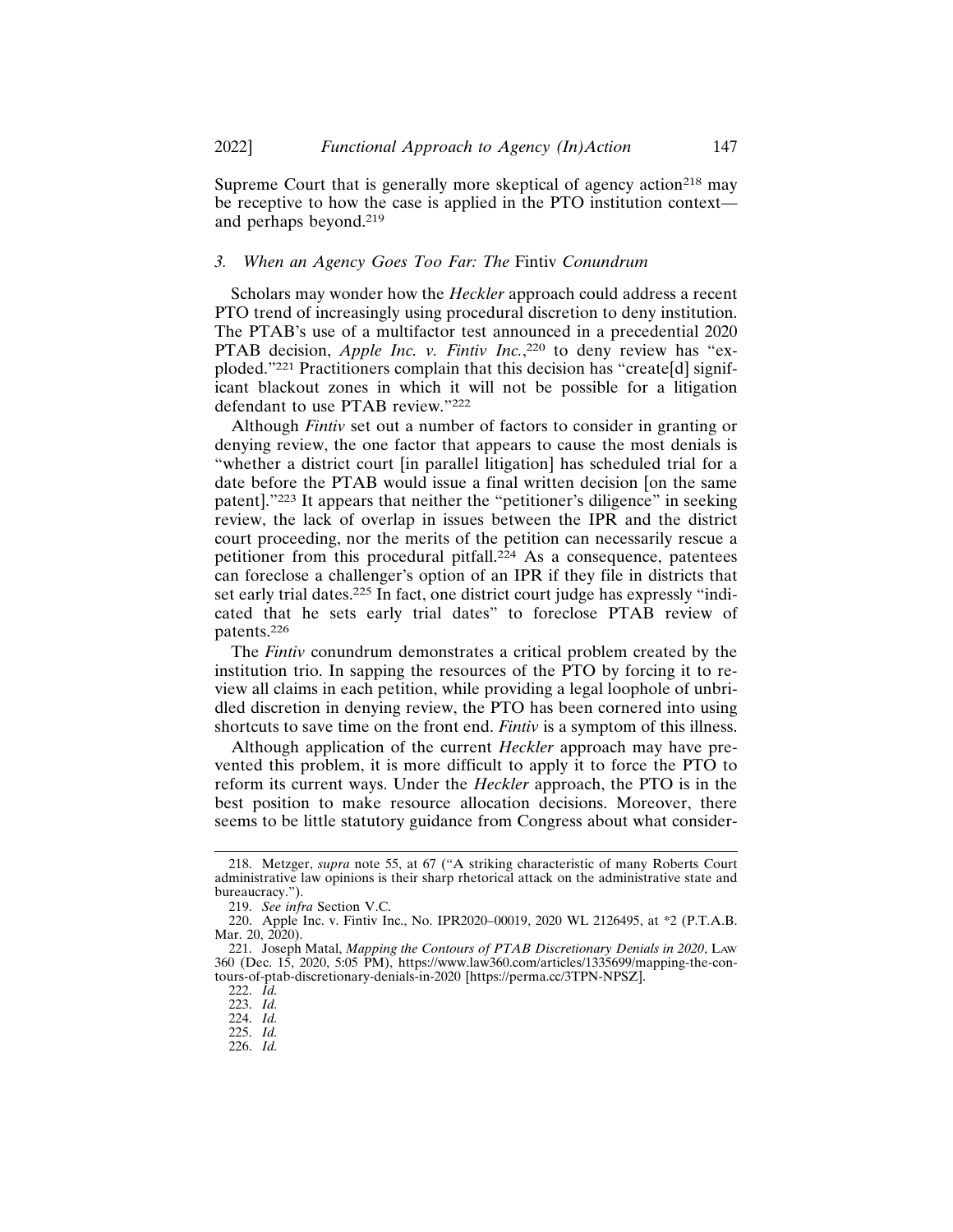Supreme Court that is generally more skeptical of agency action[218] may be receptive to how the case is applied in the PTO institution context—and perhaps beyond.[219]

### *3. When an Agency Goes Too Far: The* Fintiv *Conundrum*

Scholars may wonder how the *Heckler* approach could address a recent PTO trend of increasingly using procedural discretion to deny institution. The PTAB's use of a multifactor test announced in a precedential 2020 PTAB decision, *Apple Inc. v. Fintiv Inc.*,[220] to deny review has "exploded."[221] Practitioners complain that this decision has "create[d] significant blackout zones in which it will not be possible for a litigation defendant to use PTAB review."[222]

Although *Fintiv* set out a number of factors to consider in granting or denying review, the one factor that appears to cause the most denials is "whether a district court [in parallel litigation] has scheduled trial for a date before the PTAB would issue a final written decision [on the same patent]."[223] It appears that neither the "petitioner's diligence" in seeking review, the lack of overlap in issues between the IPR and the district court proceeding, nor the merits of the petition can necessarily rescue a petitioner from this procedural pitfall.[224] As a consequence, patentees can foreclose a challenger's option of an IPR if they file in districts that set early trial dates.[225] In fact, one district court judge has expressly "indicated that he sets early trial dates" to foreclose PTAB review of patents.[226]

The *Fintiv* conundrum demonstrates a critical problem created by the institution trio. In sapping the resources of the PTO by forcing it to review all claims in each petition, while providing a legal loophole of unbridled discretion in denying review, the PTO has been cornered into using shortcuts to save time on the front end. *Fintiv* is a symptom of this illness.

Although application of the current *Heckler* approach may have prevented this problem, it is more difficult to apply it to force the PTO to reform its current ways. Under the *Heckler* approach, the PTO is in the best position to make resource allocation decisions. Moreover, there seems to be little statutory guidance from Congress about what consider-

---

218. Metzger, *supra* note 55, at 67 ("A striking characteristic of many Roberts Court administrative law opinions is their sharp rhetorical attack on the administrative state and bureaucracy.").

219. *See infra* Section V.C.

220. Apple Inc. v. Fintiv Inc., No. IPR2020–00019, 2020 WL 2126495, at *2 (P.T.A.B. Mar. 20, 2020).

221. Joseph Matal, *Mapping the Contours of PTAB Discretionary Denials in 2020*, LAW 360 (Dec. 15, 2020, 5:05 PM), https://www.law360.com/articles/1335699/mapping-the-contours-of-ptab-discretionary-denials-in-2020 [https://perma.cc/3TPN-NPSZ].

222. *Id.*

223. *Id.*

224. *Id.*

225. *Id.*

226. *Id.*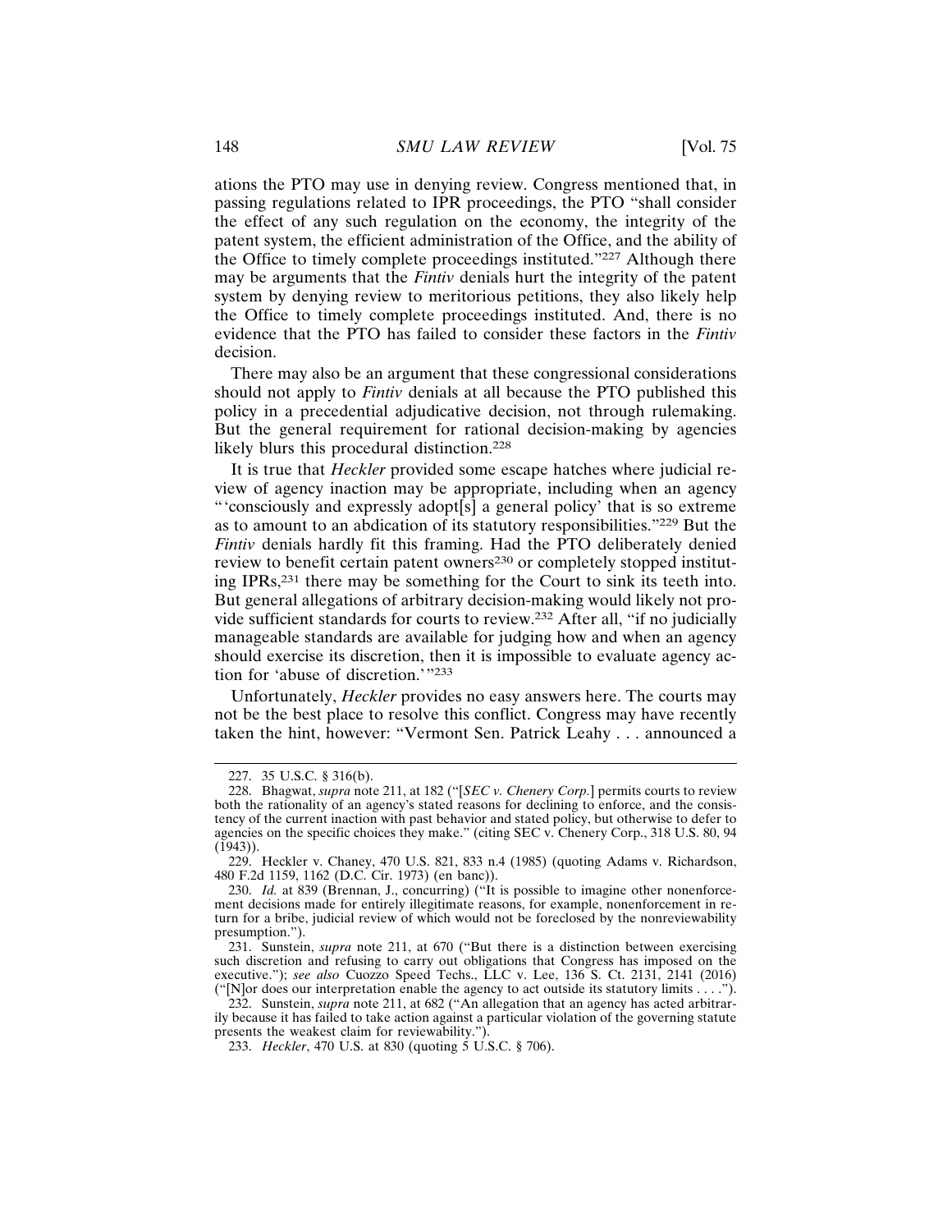ations the PTO may use in denying review. Congress mentioned that, in passing regulations related to IPR proceedings, the PTO "shall consider the effect of any such regulation on the economy, the integrity of the patent system, the efficient administration of the Office, and the ability of the Office to timely complete proceedings instituted."[227] Although there may be arguments that the *Fintiv* denials hurt the integrity of the patent system by denying review to meritorious petitions, they also likely help the Office to timely complete proceedings instituted. And, there is no evidence that the PTO has failed to consider these factors in the *Fintiv* decision.

There may also be an argument that these congressional considerations should not apply to *Fintiv* denials at all because the PTO published this policy in a precedential adjudicative decision, not through rulemaking. But the general requirement for rational decision-making by agencies likely blurs this procedural distinction.[228]

It is true that *Heckler* provided some escape hatches where judicial review of agency inaction may be appropriate, including when an agency "'consciously and expressly adopt[s] a general policy' that is so extreme as to amount to an abdication of its statutory responsibilities."[229] But the *Fintiv* denials hardly fit this framing. Had the PTO deliberately denied review to benefit certain patent owners[230] or completely stopped instituting IPRs,[231] there may be something for the Court to sink its teeth into. But general allegations of arbitrary decision-making would likely not provide sufficient standards for courts to review.[232] After all, "if no judicially manageable standards are available for judging how and when an agency should exercise its discretion, then it is impossible to evaluate agency action for 'abuse of discretion.'"[233]

Unfortunately, *Heckler* provides no easy answers here. The courts may not be the best place to resolve this conflict. Congress may have recently taken the hint, however: "Vermont Sen. Patrick Leahy . . . announced a

---

227. 35 U.S.C. § 316(b).

228. Bhagwat, *supra* note 211, at 182 ("[*SEC v. Chenery Corp.*] permits courts to review both the rationality of an agency's stated reasons for declining to enforce, and the consistency of the current inaction with past behavior and stated policy, but otherwise to defer to agencies on the specific choices they make." (citing SEC v. Chenery Corp., 318 U.S. 80, 94 (1943)).

229. Heckler v. Chaney, 470 U.S. 821, 833 n.4 (1985) (quoting Adams v. Richardson, 480 F.2d 1159, 1162 (D.C. Cir. 1973) (en banc)).

230. *Id.* at 839 (Brennan, J., concurring) ("It is possible to imagine other nonenforcement decisions made for entirely illegitimate reasons, for example, nonenforcement in return for a bribe, judicial review of which would not be foreclosed by the nonreviewability presumption.").

231. Sunstein, *supra* note 211, at 670 ("But there is a distinction between exercising such discretion and refusing to carry out obligations that Congress has imposed on the executive."); *see also* Cuozzo Speed Techs., LLC v. Lee, 136 S. Ct. 2131, 2141 (2016) ("[N]or does our interpretation enable the agency to act outside its statutory limits . . . .").

232. Sunstein, *supra* note 211, at 682 ("An allegation that an agency has acted arbitrarily because it has failed to take action against a particular violation of the governing statute presents the weakest claim for reviewability.").

233. *Heckler*, 470 U.S. at 830 (quoting 5 U.S.C. § 706).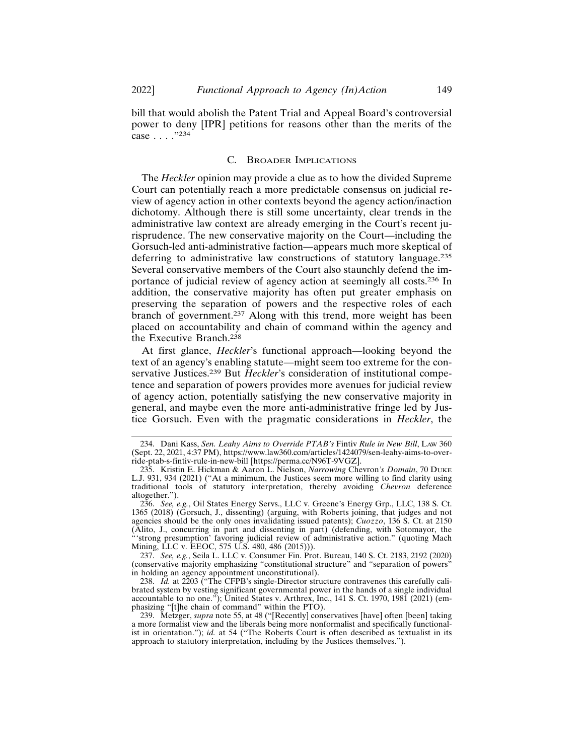bill that would abolish the Patent Trial and Appeal Board's controversial power to deny [IPR] petitions for reasons other than the merits of the case . . . ."[234]

### C. Broader Implications

The *Heckler* opinion may provide a clue as to how the divided Supreme Court can potentially reach a more predictable consensus on judicial review of agency action in other contexts beyond the agency action/inaction dichotomy. Although there is still some uncertainty, clear trends in the administrative law context are already emerging in the Court's recent jurisprudence. The new conservative majority on the Court—including the Gorsuch-led anti-administrative faction—appears much more skeptical of deferring to administrative law constructions of statutory language.[235] Several conservative members of the Court also staunchly defend the importance of judicial review of agency action at seemingly all costs.[236] In addition, the conservative majority has often put greater emphasis on preserving the separation of powers and the respective roles of each branch of government.[237] Along with this trend, more weight has been placed on accountability and chain of command within the agency and the Executive Branch.[238]

At first glance, *Heckler*'s functional approach—looking beyond the text of an agency's enabling statute—might seem too extreme for the conservative Justices.[239] But *Heckler*'s consideration of institutional competence and separation of powers provides more avenues for judicial review of agency action, potentially satisfying the new conservative majority in general, and maybe even the more anti-administrative fringe led by Justice Gorsuch. Even with the pragmatic considerations in *Heckler*, the

---

234. Dani Kass, *Sen. Leahy Aims to Override PTAB's* Fintiv *Rule in New Bill*, Law 360 (Sept. 22, 2021, 4:37 PM), https://www.law360.com/articles/1424079/sen-leahy-aims-to-override-ptab-s-fintiv-rule-in-new-bill [https://perma.cc/N96T-9VGZ].

235. Kristin E. Hickman & Aaron L. Nielson, *Narrowing* Chevron*'s Domain*, 70 Duke L.J. 931, 934 (2021) ("At a minimum, the Justices seem more willing to find clarity using traditional tools of statutory interpretation, thereby avoiding *Chevron* deference altogether.").

236. *See, e.g.*, Oil States Energy Servs., LLC v. Greene's Energy Grp., LLC, 138 S. Ct. 1365 (2018) (Gorsuch, J., dissenting) (arguing, with Roberts joining, that judges and not agencies should be the only ones invalidating issued patents); *Cuozzo*, 136 S. Ct. at 2150 (Alito, J., concurring in part and dissenting in part) (defending, with Sotomayor, the "'strong presumption' favoring judicial review of administrative action." (quoting Mach Mining, LLC v. EEOC, 575 U.S. 480, 486 (2015))).

237. *See, e.g.*, Seila L. LLC v. Consumer Fin. Prot. Bureau, 140 S. Ct. 2183, 2192 (2020) (conservative majority emphasizing "constitutional structure" and "separation of powers" in holding an agency appointment unconstitutional).

238. *Id.* at 2203 ("The CFPB's single-Director structure contravenes this carefully calibrated system by vesting significant governmental power in the hands of a single individual accountable to no one."); United States v. Arthrex, Inc., 141 S. Ct. 1970, 1981 (2021) (emphasizing "[t]he chain of command" within the PTO).

239. Metzger, *supra* note 55, at 48 ("[Recently] conservatives [have] often [been] taking a more formalist view and the liberals being more nonformalist and specifically functionalist in orientation."); *id.* at 54 ("The Roberts Court is often described as textualist in its approach to statutory interpretation, including by the Justices themselves.").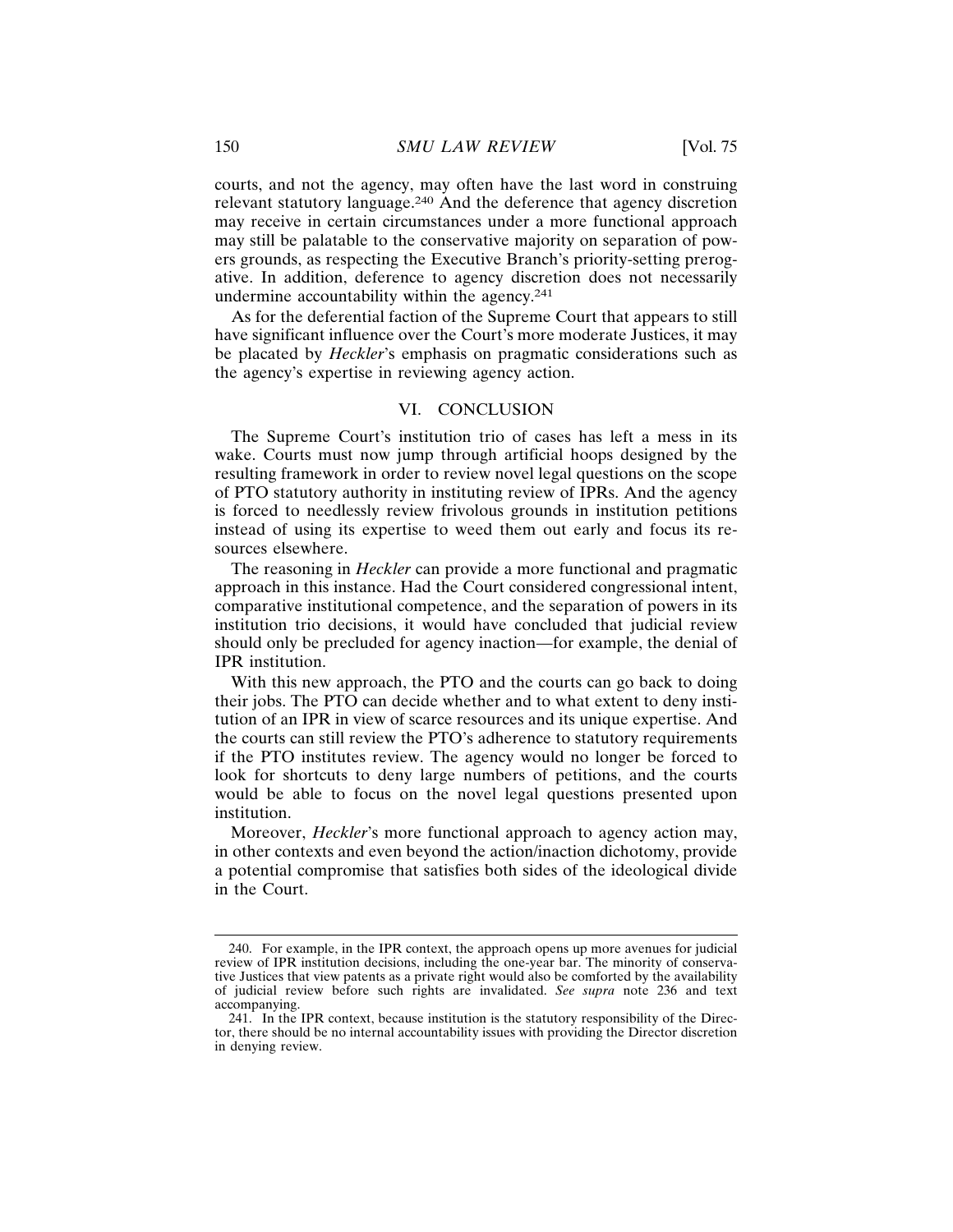courts, and not the agency, may often have the last word in construing relevant statutory language.[240] And the deference that agency discretion may receive in certain circumstances under a more functional approach may still be palatable to the conservative majority on separation of powers grounds, as respecting the Executive Branch's priority-setting prerogative. In addition, deference to agency discretion does not necessarily undermine accountability within the agency.[241]

As for the deferential faction of the Supreme Court that appears to still have significant influence over the Court's more moderate Justices, it may be placated by *Heckler*'s emphasis on pragmatic considerations such as the agency's expertise in reviewing agency action.

## VI. CONCLUSION

The Supreme Court's institution trio of cases has left a mess in its wake. Courts must now jump through artificial hoops designed by the resulting framework in order to review novel legal questions on the scope of PTO statutory authority in instituting review of IPRs. And the agency is forced to needlessly review frivolous grounds in institution petitions instead of using its expertise to weed them out early and focus its resources elsewhere.

The reasoning in *Heckler* can provide a more functional and pragmatic approach in this instance. Had the Court considered congressional intent, comparative institutional competence, and the separation of powers in its institution trio decisions, it would have concluded that judicial review should only be precluded for agency inaction—for example, the denial of IPR institution.

With this new approach, the PTO and the courts can go back to doing their jobs. The PTO can decide whether and to what extent to deny institution of an IPR in view of scarce resources and its unique expertise. And the courts can still review the PTO's adherence to statutory requirements if the PTO institutes review. The agency would no longer be forced to look for shortcuts to deny large numbers of petitions, and the courts would be able to focus on the novel legal questions presented upon institution.

Moreover, *Heckler*'s more functional approach to agency action may, in other contexts and even beyond the action/inaction dichotomy, provide a potential compromise that satisfies both sides of the ideological divide in the Court.

---

240. For example, in the IPR context, the approach opens up more avenues for judicial review of IPR institution decisions, including the one-year bar. The minority of conservative Justices that view patents as a private right would also be comforted by the availability of judicial review before such rights are invalidated. *See supra* note 236 and text accompanying.

241. In the IPR context, because institution is the statutory responsibility of the Director, there should be no internal accountability issues with providing the Director discretion in denying review.